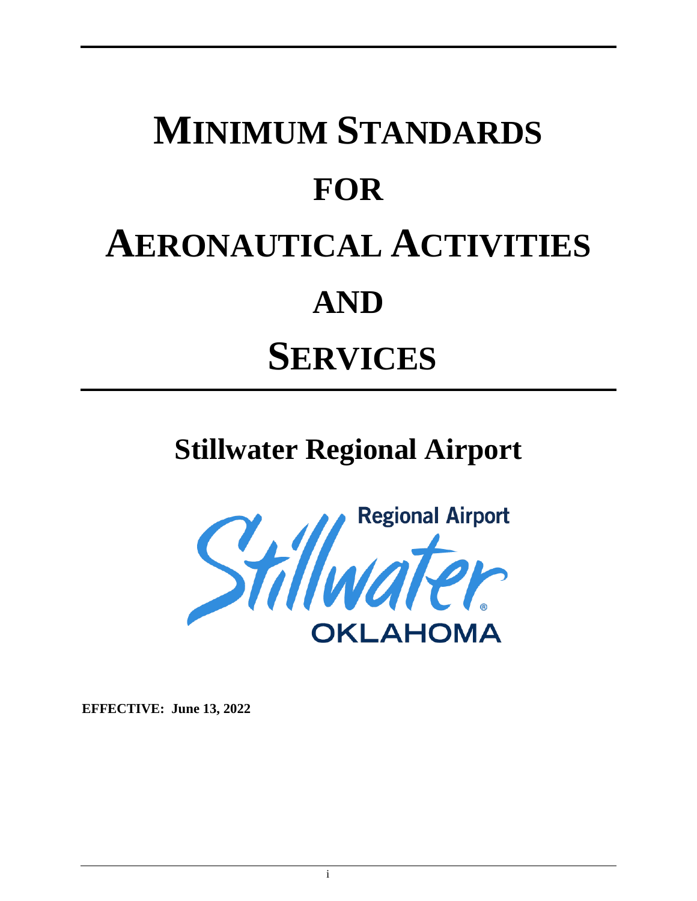# MINIMUM STANDARDS FOR AERONAUTICAL ACTIVITIES AND SERVICES

## Stillwater Regional Airport

Regional Airport

Stillwater

OKLAHOMA

**EFFECTIVE: June 13, 2022**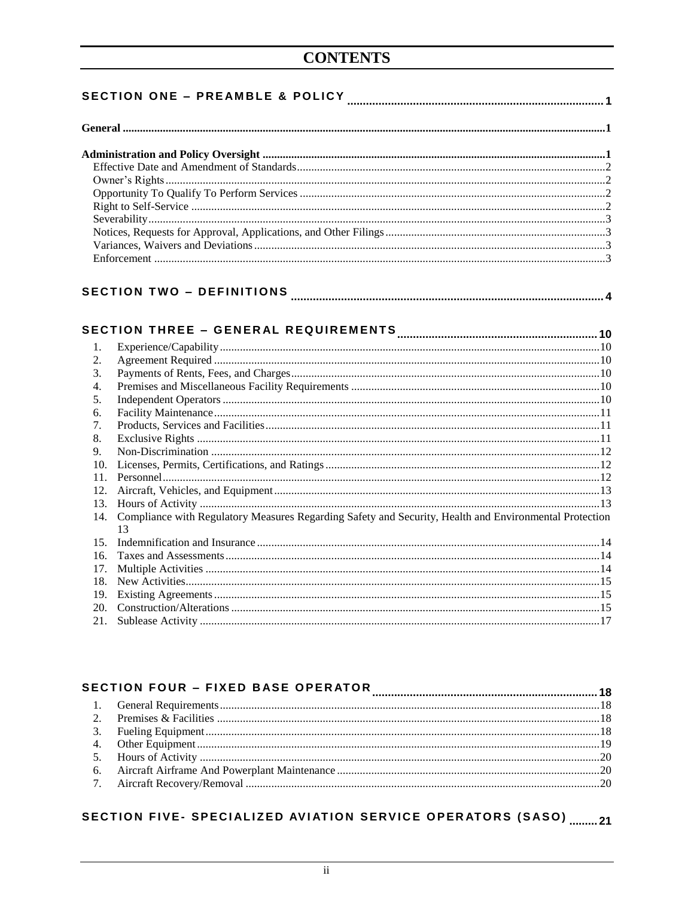# CONTENTS

**SECTION ONE – PREAMBLE & POLICY** .......... 1

**General** .......... 1

**Administration and Policy Oversight** .......... 1

- Effective Date and Amendment of Standards .......... 2
- Owner's Rights .......... 2
- Opportunity To Qualify To Perform Services .......... 2
- Right to Self-Service .......... 2
- Severability .......... 3
- Notices, Requests for Approval, Applications, and Other Filings .......... 3
- Variances, Waivers and Deviations .......... 3
- Enforcement .......... 3

**SECTION TWO – DEFINITIONS** .......... 4

**SECTION THREE – GENERAL REQUIREMENTS** .......... 10

1. Experience/Capability .......... 10
2. Agreement Required .......... 10
3. Payments of Rents, Fees, and Charges .......... 10
4. Premises and Miscellaneous Facility Requirements .......... 10
5. Independent Operators .......... 10
6. Facility Maintenance .......... 11
7. Products, Services and Facilities .......... 11
8. Exclusive Rights .......... 11
9. Non-Discrimination .......... 12
10. Licenses, Permits, Certifications, and Ratings .......... 12
11. Personnel .......... 12
12. Aircraft, Vehicles, and Equipment .......... 13
13. Hours of Activity .......... 13
14. Compliance with Regulatory Measures Regarding Safety and Security, Health and Environmental Protection 13
15. Indemnification and Insurance .......... 14
16. Taxes and Assessments .......... 14
17. Multiple Activities .......... 14
18. New Activities .......... 15
19. Existing Agreements .......... 15
20. Construction/Alterations .......... 15
21. Sublease Activity .......... 17

**SECTION FOUR – FIXED BASE OPERATOR** .......... 18

1. General Requirements .......... 18
2. Premises & Facilities .......... 18
3. Fueling Equipment .......... 18
4. Other Equipment .......... 19
5. Hours of Activity .......... 20
6. Aircraft Airframe And Powerplant Maintenance .......... 20
7. Aircraft Recovery/Removal .......... 20

**SECTION FIVE- SPECIALIZED AVIATION SERVICE OPERATORS (SASO)** .......... 21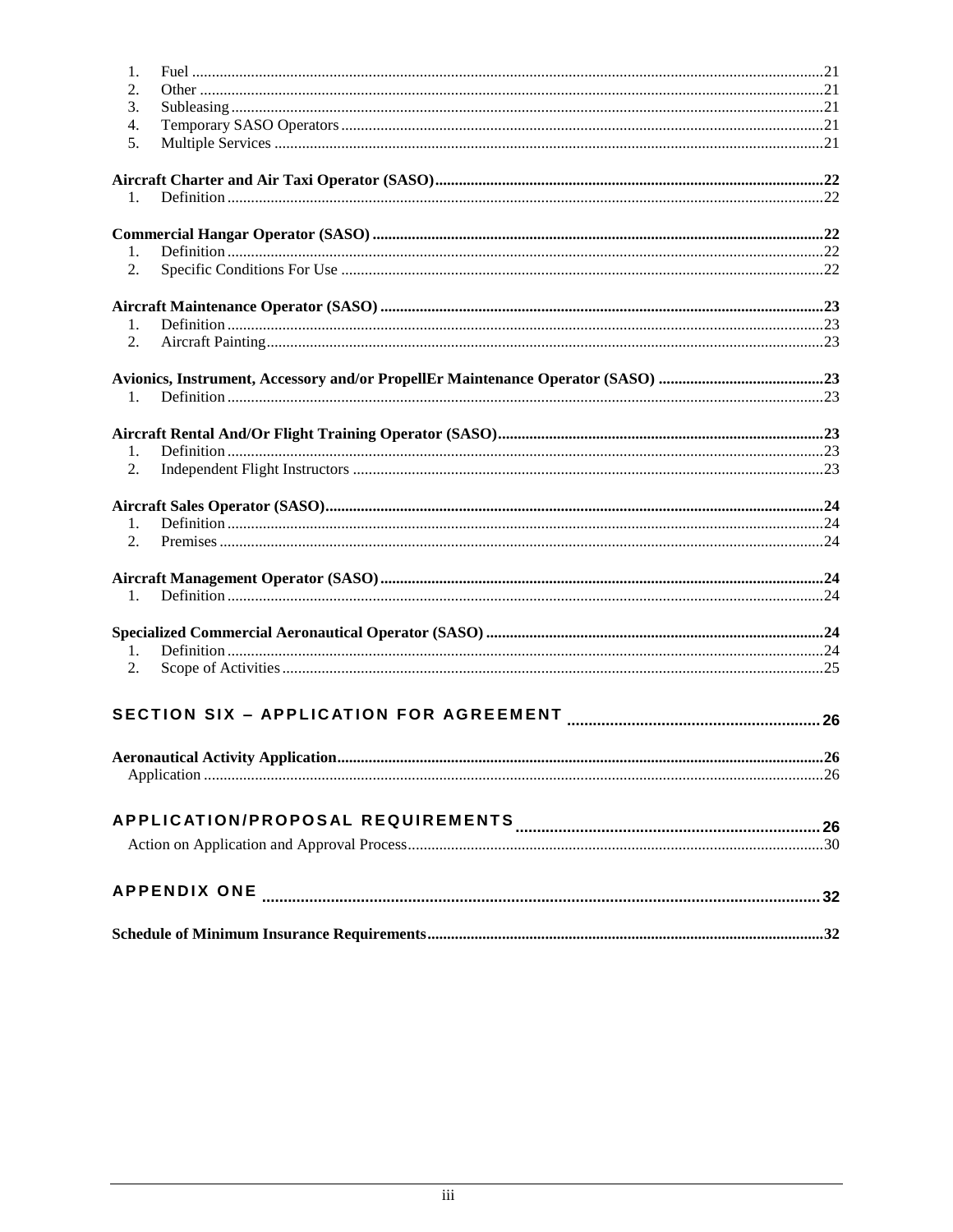1. Fuel ....21
2. Other ....21
3. Subleasing ....21
4. Temporary SASO Operators ....21
5. Multiple Services ....21

**Aircraft Charter and Air Taxi Operator (SASO)....22**

1. Definition ....22

**Commercial Hangar Operator (SASO) ....22**

1. Definition ....22
2. Specific Conditions For Use ....22

**Aircraft Maintenance Operator (SASO) ....23**

1. Definition ....23
2. Aircraft Painting....23

**Avionics, Instrument, Accessory and/or PropellEr Maintenance Operator (SASO) ....23**

1. Definition ....23

**Aircraft Rental And/Or Flight Training Operator (SASO)....23**

1. Definition ....23
2. Independent Flight Instructors ....23

**Aircraft Sales Operator (SASO)....24**

1. Definition ....24
2. Premises ....24

**Aircraft Management Operator (SASO) ....24**

1. Definition ....24

**Specialized Commercial Aeronautical Operator (SASO) ....24**

1. Definition ....24
2. Scope of Activities....25

**SECTION SIX – APPLICATION FOR AGREEMENT ....26**

**Aeronautical Activity Application....26**

Application ....26

**APPLICATION/PROPOSAL REQUIREMENTS ....26**

Action on Application and Approval Process....30

**APPENDIX ONE ....32**

**Schedule of Minimum Insurance Requirements....32**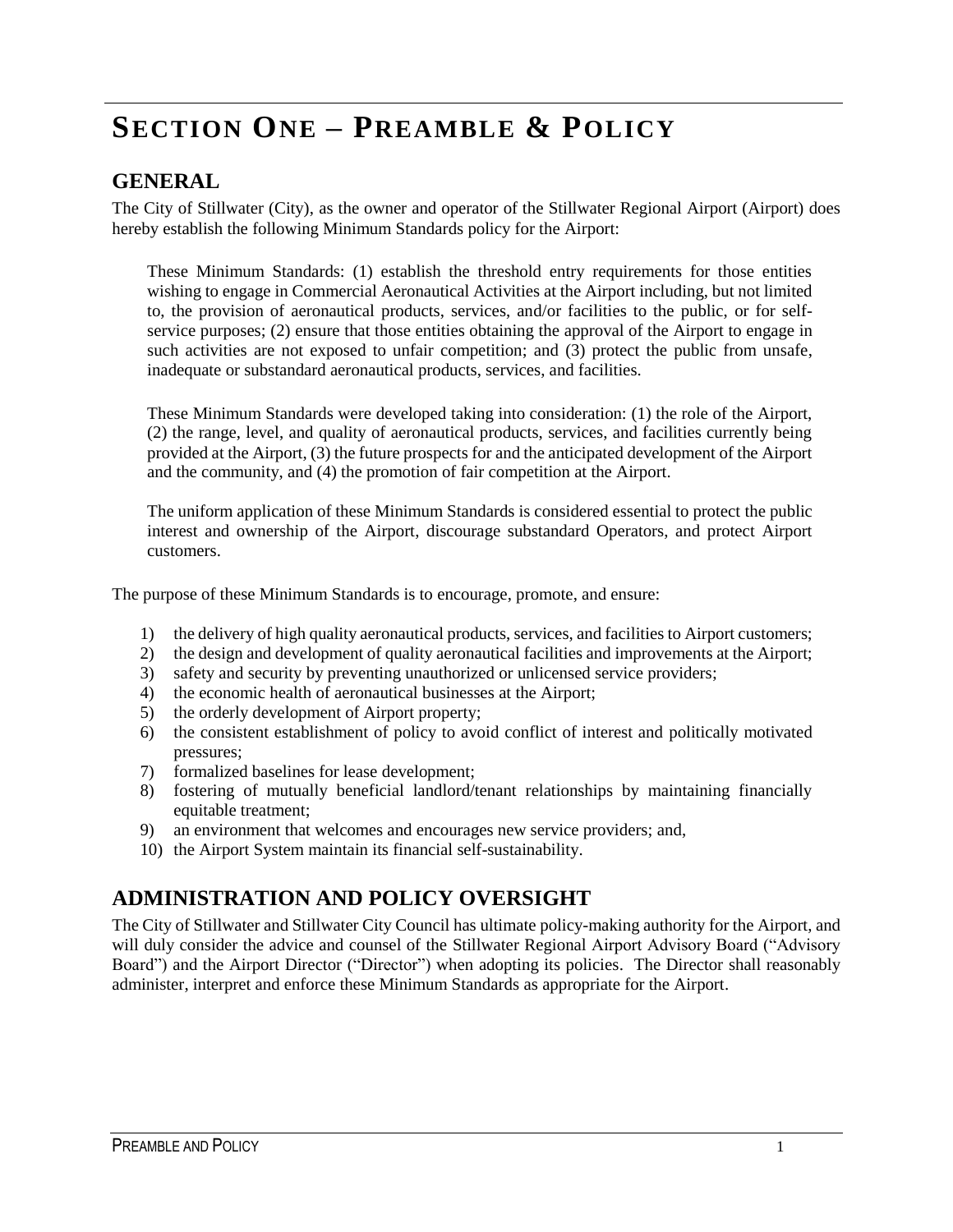# SECTION ONE – PREAMBLE & POLICY

## GENERAL

The City of Stillwater (City), as the owner and operator of the Stillwater Regional Airport (Airport) does hereby establish the following Minimum Standards policy for the Airport:

> These Minimum Standards: (1) establish the threshold entry requirements for those entities wishing to engage in Commercial Aeronautical Activities at the Airport including, but not limited to, the provision of aeronautical products, services, and/or facilities to the public, or for self-service purposes; (2) ensure that those entities obtaining the approval of the Airport to engage in such activities are not exposed to unfair competition; and (3) protect the public from unsafe, inadequate or substandard aeronautical products, services, and facilities.
>
> These Minimum Standards were developed taking into consideration: (1) the role of the Airport, (2) the range, level, and quality of aeronautical products, services, and facilities currently being provided at the Airport, (3) the future prospects for and the anticipated development of the Airport and the community, and (4) the promotion of fair competition at the Airport.
>
> The uniform application of these Minimum Standards is considered essential to protect the public interest and ownership of the Airport, discourage substandard Operators, and protect Airport customers.

The purpose of these Minimum Standards is to encourage, promote, and ensure:

1) the delivery of high quality aeronautical products, services, and facilities to Airport customers;
2) the design and development of quality aeronautical facilities and improvements at the Airport;
3) safety and security by preventing unauthorized or unlicensed service providers;
4) the economic health of aeronautical businesses at the Airport;
5) the orderly development of Airport property;
6) the consistent establishment of policy to avoid conflict of interest and politically motivated pressures;
7) formalized baselines for lease development;
8) fostering of mutually beneficial landlord/tenant relationships by maintaining financially equitable treatment;
9) an environment that welcomes and encourages new service providers; and,
10) the Airport System maintain its financial self-sustainability.

## ADMINISTRATION AND POLICY OVERSIGHT

The City of Stillwater and Stillwater City Council has ultimate policy-making authority for the Airport, and will duly consider the advice and counsel of the Stillwater Regional Airport Advisory Board ("Advisory Board") and the Airport Director ("Director") when adopting its policies. The Director shall reasonably administer, interpret and enforce these Minimum Standards as appropriate for the Airport.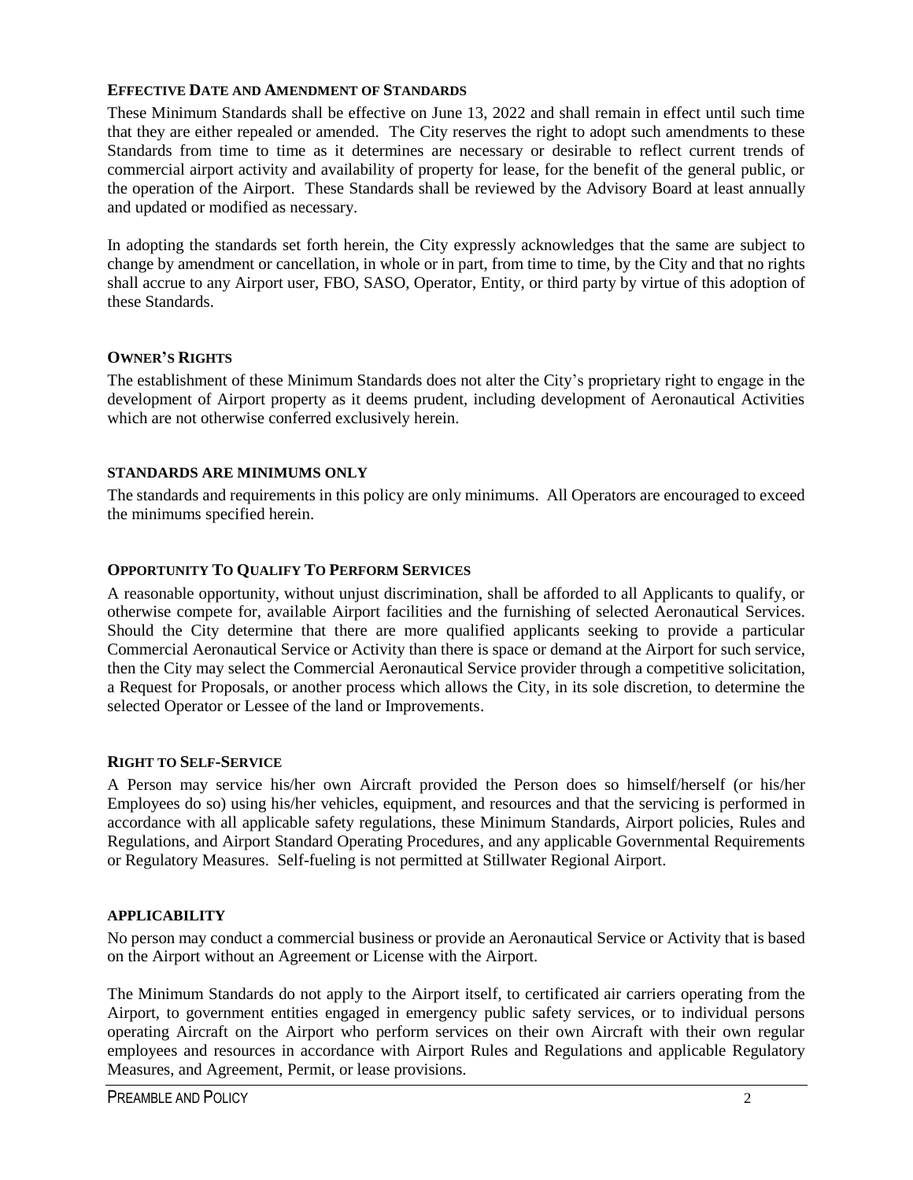## Effective Date and Amendment of Standards

These Minimum Standards shall be effective on June 13, 2022 and shall remain in effect until such time that they are either repealed or amended. The City reserves the right to adopt such amendments to these Standards from time to time as it determines are necessary or desirable to reflect current trends of commercial airport activity and availability of property for lease, for the benefit of the general public, or the operation of the Airport. These Standards shall be reviewed by the Advisory Board at least annually and updated or modified as necessary.

In adopting the standards set forth herein, the City expressly acknowledges that the same are subject to change by amendment or cancellation, in whole or in part, from time to time, by the City and that no rights shall accrue to any Airport user, FBO, SASO, Operator, Entity, or third party by virtue of this adoption of these Standards.

## Owner's Rights

The establishment of these Minimum Standards does not alter the City's proprietary right to engage in the development of Airport property as it deems prudent, including development of Aeronautical Activities which are not otherwise conferred exclusively herein.

## Standards Are Minimums Only

The standards and requirements in this policy are only minimums. All Operators are encouraged to exceed the minimums specified herein.

## Opportunity To Qualify To Perform Services

A reasonable opportunity, without unjust discrimination, shall be afforded to all Applicants to qualify, or otherwise compete for, available Airport facilities and the furnishing of selected Aeronautical Services. Should the City determine that there are more qualified applicants seeking to provide a particular Commercial Aeronautical Service or Activity than there is space or demand at the Airport for such service, then the City may select the Commercial Aeronautical Service provider through a competitive solicitation, a Request for Proposals, or another process which allows the City, in its sole discretion, to determine the selected Operator or Lessee of the land or Improvements.

## Right to Self-Service

A Person may service his/her own Aircraft provided the Person does so himself/herself (or his/her Employees do so) using his/her vehicles, equipment, and resources and that the servicing is performed in accordance with all applicable safety regulations, these Minimum Standards, Airport policies, Rules and Regulations, and Airport Standard Operating Procedures, and any applicable Governmental Requirements or Regulatory Measures. Self-fueling is not permitted at Stillwater Regional Airport.

## Applicability

No person may conduct a commercial business or provide an Aeronautical Service or Activity that is based on the Airport without an Agreement or License with the Airport.

The Minimum Standards do not apply to the Airport itself, to certificated air carriers operating from the Airport, to government entities engaged in emergency public safety services, or to individual persons operating Aircraft on the Airport who perform services on their own Aircraft with their own regular employees and resources in accordance with Airport Rules and Regulations and applicable Regulatory Measures, and Agreement, Permit, or lease provisions.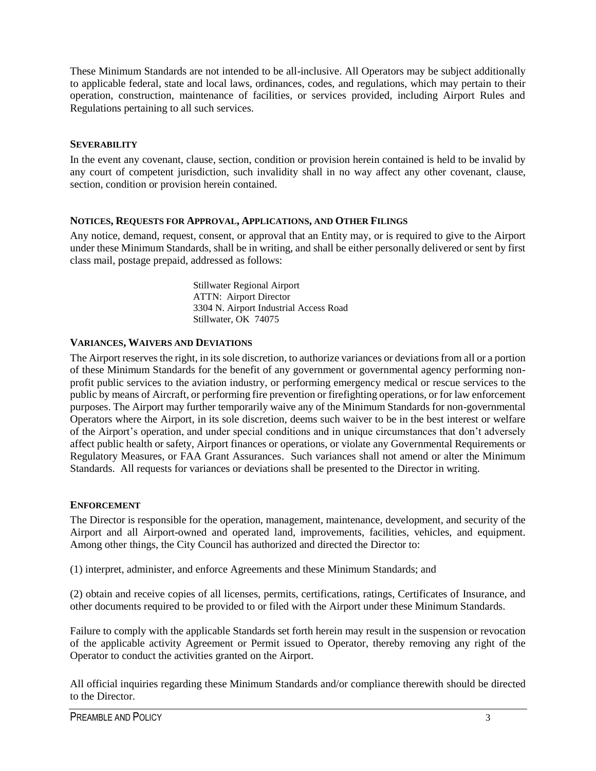These Minimum Standards are not intended to be all-inclusive. All Operators may be subject additionally to applicable federal, state and local laws, ordinances, codes, and regulations, which may pertain to their operation, construction, maintenance of facilities, or services provided, including Airport Rules and Regulations pertaining to all such services.

### SEVERABILITY

In the event any covenant, clause, section, condition or provision herein contained is held to be invalid by any court of competent jurisdiction, such invalidity shall in no way affect any other covenant, clause, section, condition or provision herein contained.

### NOTICES, REQUESTS FOR APPROVAL, APPLICATIONS, AND OTHER FILINGS

Any notice, demand, request, consent, or approval that an Entity may, or is required to give to the Airport under these Minimum Standards, shall be in writing, and shall be either personally delivered or sent by first class mail, postage prepaid, addressed as follows:

> Stillwater Regional Airport
> ATTN: Airport Director
> 3304 N. Airport Industrial Access Road
> Stillwater, OK 74075

### VARIANCES, WAIVERS AND DEVIATIONS

The Airport reserves the right, in its sole discretion, to authorize variances or deviations from all or a portion of these Minimum Standards for the benefit of any government or governmental agency performing non-profit public services to the aviation industry, or performing emergency medical or rescue services to the public by means of Aircraft, or performing fire prevention or firefighting operations, or for law enforcement purposes. The Airport may further temporarily waive any of the Minimum Standards for non-governmental Operators where the Airport, in its sole discretion, deems such waiver to be in the best interest or welfare of the Airport's operation, and under special conditions and in unique circumstances that don't adversely affect public health or safety, Airport finances or operations, or violate any Governmental Requirements or Regulatory Measures, or FAA Grant Assurances. Such variances shall not amend or alter the Minimum Standards. All requests for variances or deviations shall be presented to the Director in writing.

### ENFORCEMENT

The Director is responsible for the operation, management, maintenance, development, and security of the Airport and all Airport-owned and operated land, improvements, facilities, vehicles, and equipment. Among other things, the City Council has authorized and directed the Director to:

(1) interpret, administer, and enforce Agreements and these Minimum Standards; and

(2) obtain and receive copies of all licenses, permits, certifications, ratings, Certificates of Insurance, and other documents required to be provided to or filed with the Airport under these Minimum Standards.

Failure to comply with the applicable Standards set forth herein may result in the suspension or revocation of the applicable activity Agreement or Permit issued to Operator, thereby removing any right of the Operator to conduct the activities granted on the Airport.

All official inquiries regarding these Minimum Standards and/or compliance therewith should be directed to the Director.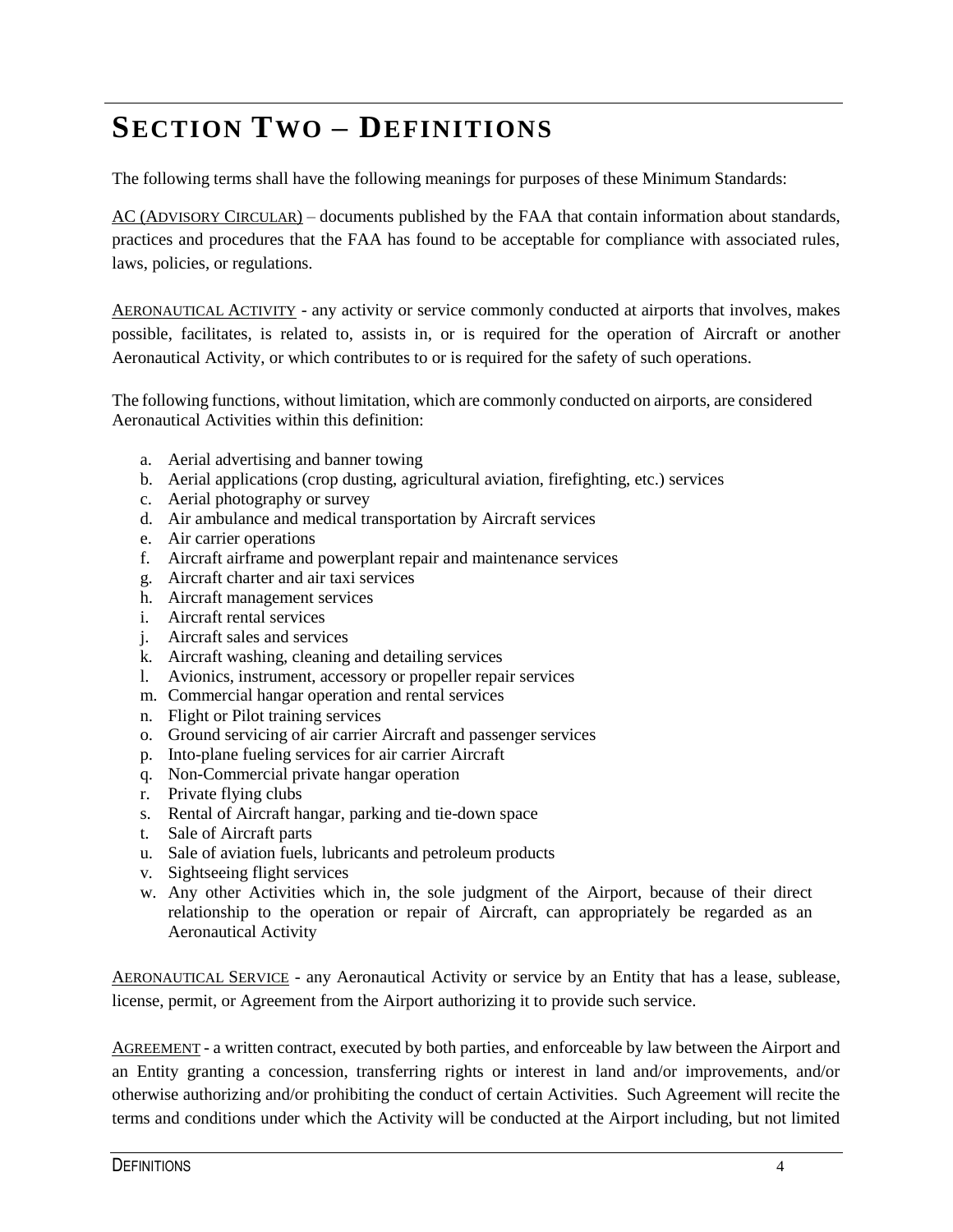# SECTION TWO – DEFINITIONS

The following terms shall have the following meanings for purposes of these Minimum Standards:

AC (ADVISORY CIRCULAR) – documents published by the FAA that contain information about standards, practices and procedures that the FAA has found to be acceptable for compliance with associated rules, laws, policies, or regulations.

AERONAUTICAL ACTIVITY - any activity or service commonly conducted at airports that involves, makes possible, facilitates, is related to, assists in, or is required for the operation of Aircraft or another Aeronautical Activity, or which contributes to or is required for the safety of such operations.

The following functions, without limitation, which are commonly conducted on airports, are considered Aeronautical Activities within this definition:

a. Aerial advertising and banner towing
b. Aerial applications (crop dusting, agricultural aviation, firefighting, etc.) services
c. Aerial photography or survey
d. Air ambulance and medical transportation by Aircraft services
e. Air carrier operations
f. Aircraft airframe and powerplant repair and maintenance services
g. Aircraft charter and air taxi services
h. Aircraft management services
i. Aircraft rental services
j. Aircraft sales and services
k. Aircraft washing, cleaning and detailing services
l. Avionics, instrument, accessory or propeller repair services
m. Commercial hangar operation and rental services
n. Flight or Pilot training services
o. Ground servicing of air carrier Aircraft and passenger services
p. Into-plane fueling services for air carrier Aircraft
q. Non-Commercial private hangar operation
r. Private flying clubs
s. Rental of Aircraft hangar, parking and tie-down space
t. Sale of Aircraft parts
u. Sale of aviation fuels, lubricants and petroleum products
v. Sightseeing flight services
w. Any other Activities which in, the sole judgment of the Airport, because of their direct relationship to the operation or repair of Aircraft, can appropriately be regarded as an Aeronautical Activity

AERONAUTICAL SERVICE - any Aeronautical Activity or service by an Entity that has a lease, sublease, license, permit, or Agreement from the Airport authorizing it to provide such service.

AGREEMENT - a written contract, executed by both parties, and enforceable by law between the Airport and an Entity granting a concession, transferring rights or interest in land and/or improvements, and/or otherwise authorizing and/or prohibiting the conduct of certain Activities. Such Agreement will recite the terms and conditions under which the Activity will be conducted at the Airport including, but not limited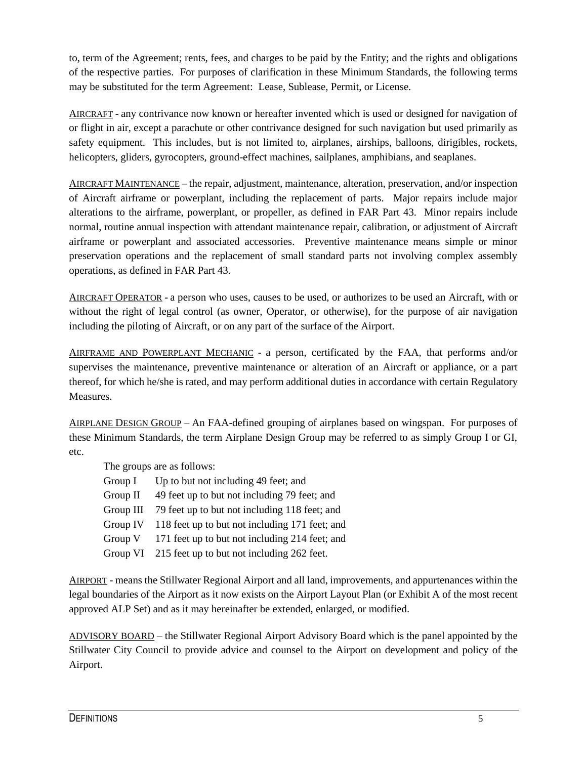to, term of the Agreement; rents, fees, and charges to be paid by the Entity; and the rights and obligations of the respective parties. For purposes of clarification in these Minimum Standards, the following terms may be substituted for the term Agreement: Lease, Sublease, Permit, or License.

AIRCRAFT - any contrivance now known or hereafter invented which is used or designed for navigation of or flight in air, except a parachute or other contrivance designed for such navigation but used primarily as safety equipment. This includes, but is not limited to, airplanes, airships, balloons, dirigibles, rockets, helicopters, gliders, gyrocopters, ground-effect machines, sailplanes, amphibians, and seaplanes.

AIRCRAFT MAINTENANCE – the repair, adjustment, maintenance, alteration, preservation, and/or inspection of Aircraft airframe or powerplant, including the replacement of parts. Major repairs include major alterations to the airframe, powerplant, or propeller, as defined in FAR Part 43. Minor repairs include normal, routine annual inspection with attendant maintenance repair, calibration, or adjustment of Aircraft airframe or powerplant and associated accessories. Preventive maintenance means simple or minor preservation operations and the replacement of small standard parts not involving complex assembly operations, as defined in FAR Part 43.

AIRCRAFT OPERATOR - a person who uses, causes to be used, or authorizes to be used an Aircraft, with or without the right of legal control (as owner, Operator, or otherwise), for the purpose of air navigation including the piloting of Aircraft, or on any part of the surface of the Airport.

AIRFRAME AND POWERPLANT MECHANIC - a person, certificated by the FAA, that performs and/or supervises the maintenance, preventive maintenance or alteration of an Aircraft or appliance, or a part thereof, for which he/she is rated, and may perform additional duties in accordance with certain Regulatory Measures.

AIRPLANE DESIGN GROUP – An FAA-defined grouping of airplanes based on wingspan. For purposes of these Minimum Standards, the term Airplane Design Group may be referred to as simply Group I or GI, etc.

The groups are as follows:

| | |
|---|---|
| Group I | Up to but not including 49 feet; and |
| Group II | 49 feet up to but not including 79 feet; and |
| Group III | 79 feet up to but not including 118 feet; and |
| Group IV | 118 feet up to but not including 171 feet; and |
| Group V | 171 feet up to but not including 214 feet; and |
| Group VI | 215 feet up to but not including 262 feet. |

AIRPORT - means the Stillwater Regional Airport and all land, improvements, and appurtenances within the legal boundaries of the Airport as it now exists on the Airport Layout Plan (or Exhibit A of the most recent approved ALP Set) and as it may hereinafter be extended, enlarged, or modified.

ADVISORY BOARD – the Stillwater Regional Airport Advisory Board which is the panel appointed by the Stillwater City Council to provide advice and counsel to the Airport on development and policy of the Airport.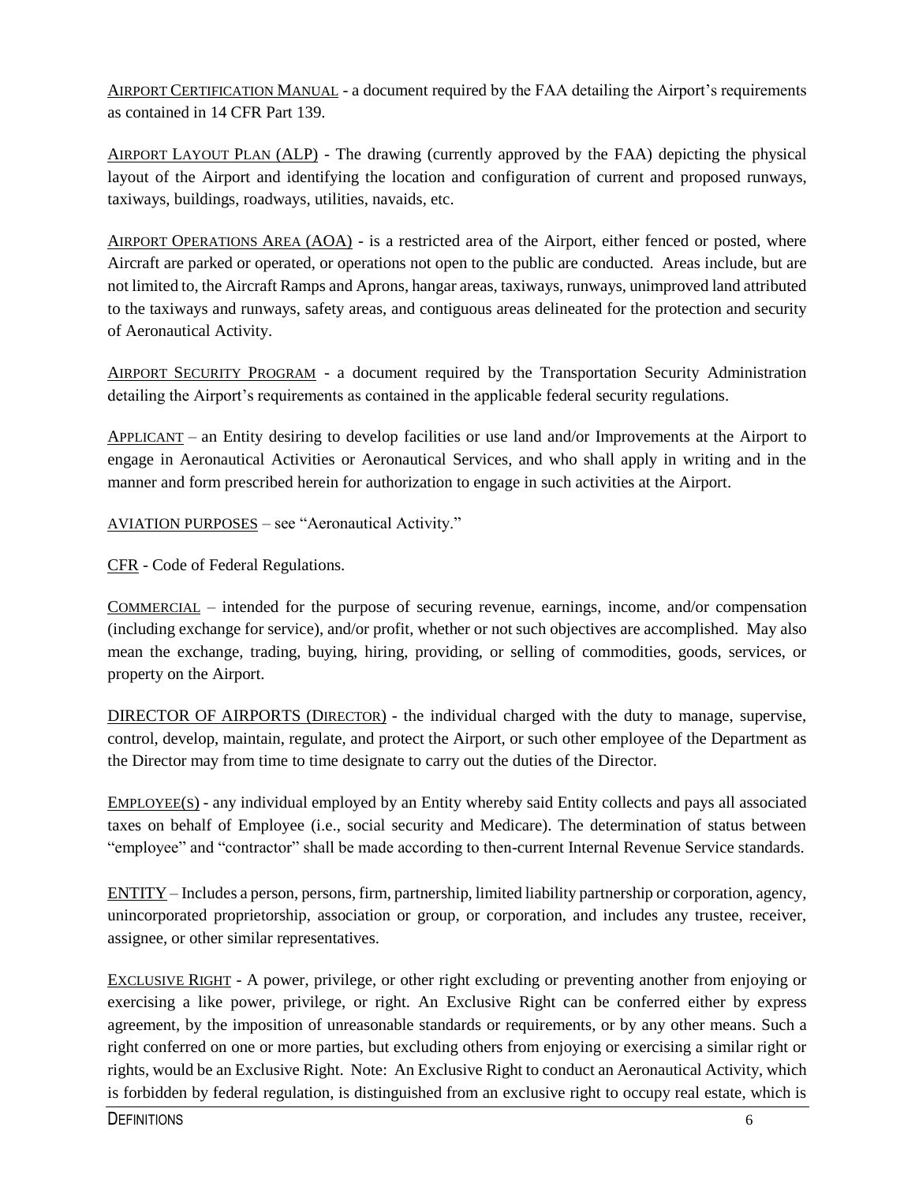AIRPORT CERTIFICATION MANUAL - a document required by the FAA detailing the Airport's requirements as contained in 14 CFR Part 139.

AIRPORT LAYOUT PLAN (ALP) - The drawing (currently approved by the FAA) depicting the physical layout of the Airport and identifying the location and configuration of current and proposed runways, taxiways, buildings, roadways, utilities, navaids, etc.

AIRPORT OPERATIONS AREA (AOA) - is a restricted area of the Airport, either fenced or posted, where Aircraft are parked or operated, or operations not open to the public are conducted. Areas include, but are not limited to, the Aircraft Ramps and Aprons, hangar areas, taxiways, runways, unimproved land attributed to the taxiways and runways, safety areas, and contiguous areas delineated for the protection and security of Aeronautical Activity.

AIRPORT SECURITY PROGRAM - a document required by the Transportation Security Administration detailing the Airport's requirements as contained in the applicable federal security regulations.

APPLICANT – an Entity desiring to develop facilities or use land and/or Improvements at the Airport to engage in Aeronautical Activities or Aeronautical Services, and who shall apply in writing and in the manner and form prescribed herein for authorization to engage in such activities at the Airport.

AVIATION PURPOSES – see "Aeronautical Activity."

CFR - Code of Federal Regulations.

COMMERCIAL – intended for the purpose of securing revenue, earnings, income, and/or compensation (including exchange for service), and/or profit, whether or not such objectives are accomplished. May also mean the exchange, trading, buying, hiring, providing, or selling of commodities, goods, services, or property on the Airport.

DIRECTOR OF AIRPORTS (DIRECTOR) - the individual charged with the duty to manage, supervise, control, develop, maintain, regulate, and protect the Airport, or such other employee of the Department as the Director may from time to time designate to carry out the duties of the Director.

EMPLOYEE(S) - any individual employed by an Entity whereby said Entity collects and pays all associated taxes on behalf of Employee (i.e., social security and Medicare). The determination of status between "employee" and "contractor" shall be made according to then-current Internal Revenue Service standards.

ENTITY – Includes a person, persons, firm, partnership, limited liability partnership or corporation, agency, unincorporated proprietorship, association or group, or corporation, and includes any trustee, receiver, assignee, or other similar representatives.

EXCLUSIVE RIGHT - A power, privilege, or other right excluding or preventing another from enjoying or exercising a like power, privilege, or right. An Exclusive Right can be conferred either by express agreement, by the imposition of unreasonable standards or requirements, or by any other means. Such a right conferred on one or more parties, but excluding others from enjoying or exercising a similar right or rights, would be an Exclusive Right. Note: An Exclusive Right to conduct an Aeronautical Activity, which is forbidden by federal regulation, is distinguished from an exclusive right to occupy real estate, which is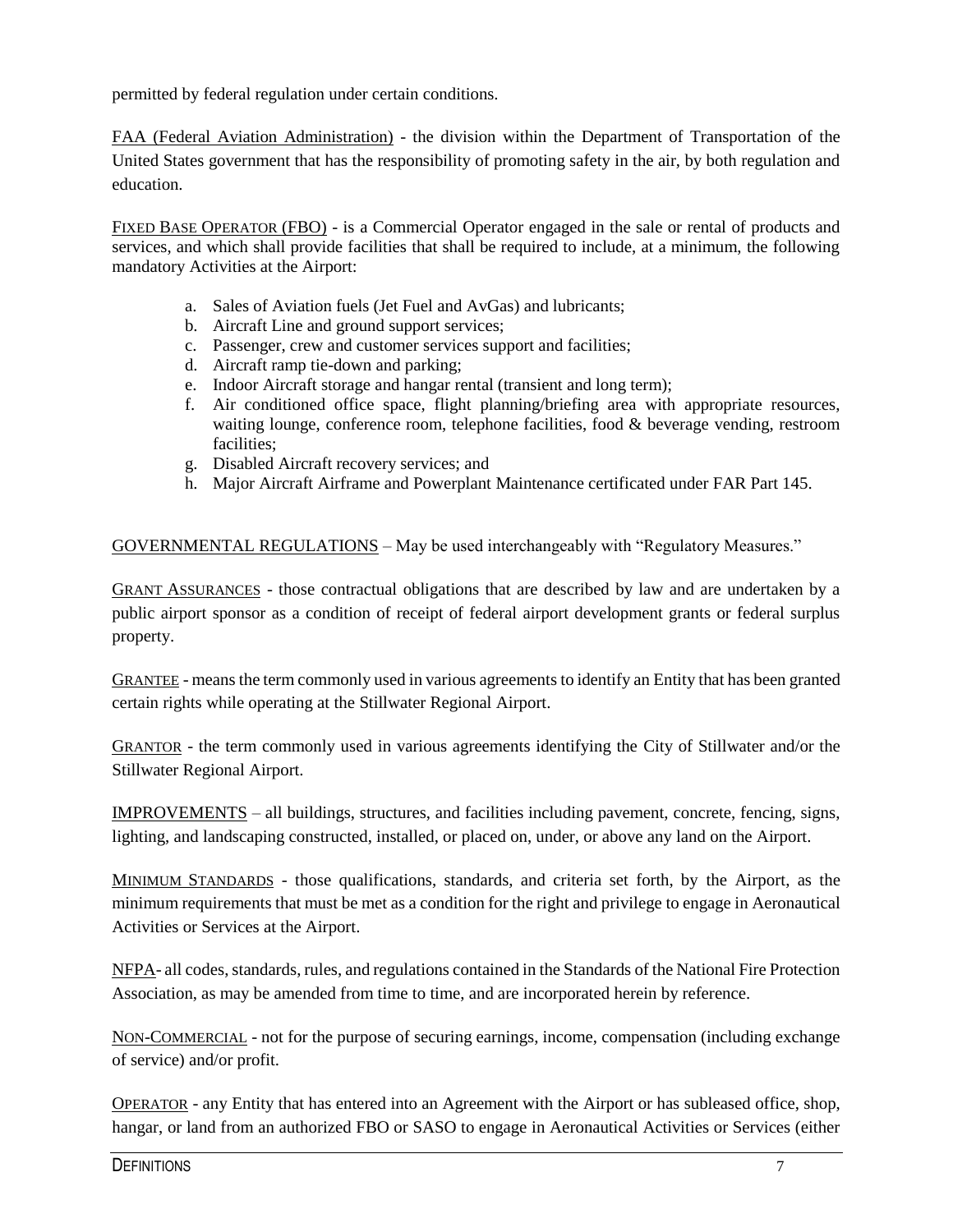permitted by federal regulation under certain conditions.

FAA (Federal Aviation Administration) - the division within the Department of Transportation of the United States government that has the responsibility of promoting safety in the air, by both regulation and education.

FIXED BASE OPERATOR (FBO) - is a Commercial Operator engaged in the sale or rental of products and services, and which shall provide facilities that shall be required to include, at a minimum, the following mandatory Activities at the Airport:

a. Sales of Aviation fuels (Jet Fuel and AvGas) and lubricants;
b. Aircraft Line and ground support services;
c. Passenger, crew and customer services support and facilities;
d. Aircraft ramp tie-down and parking;
e. Indoor Aircraft storage and hangar rental (transient and long term);
f. Air conditioned office space, flight planning/briefing area with appropriate resources, waiting lounge, conference room, telephone facilities, food & beverage vending, restroom facilities;
g. Disabled Aircraft recovery services; and
h. Major Aircraft Airframe and Powerplant Maintenance certificated under FAR Part 145.

GOVERNMENTAL REGULATIONS – May be used interchangeably with "Regulatory Measures."

GRANT ASSURANCES - those contractual obligations that are described by law and are undertaken by a public airport sponsor as a condition of receipt of federal airport development grants or federal surplus property.

GRANTEE - means the term commonly used in various agreements to identify an Entity that has been granted certain rights while operating at the Stillwater Regional Airport.

GRANTOR - the term commonly used in various agreements identifying the City of Stillwater and/or the Stillwater Regional Airport.

IMPROVEMENTS – all buildings, structures, and facilities including pavement, concrete, fencing, signs, lighting, and landscaping constructed, installed, or placed on, under, or above any land on the Airport.

MINIMUM STANDARDS - those qualifications, standards, and criteria set forth, by the Airport, as the minimum requirements that must be met as a condition for the right and privilege to engage in Aeronautical Activities or Services at the Airport.

NFPA- all codes, standards, rules, and regulations contained in the Standards of the National Fire Protection Association, as may be amended from time to time, and are incorporated herein by reference.

NON-COMMERCIAL - not for the purpose of securing earnings, income, compensation (including exchange of service) and/or profit.

OPERATOR - any Entity that has entered into an Agreement with the Airport or has subleased office, shop, hangar, or land from an authorized FBO or SASO to engage in Aeronautical Activities or Services (either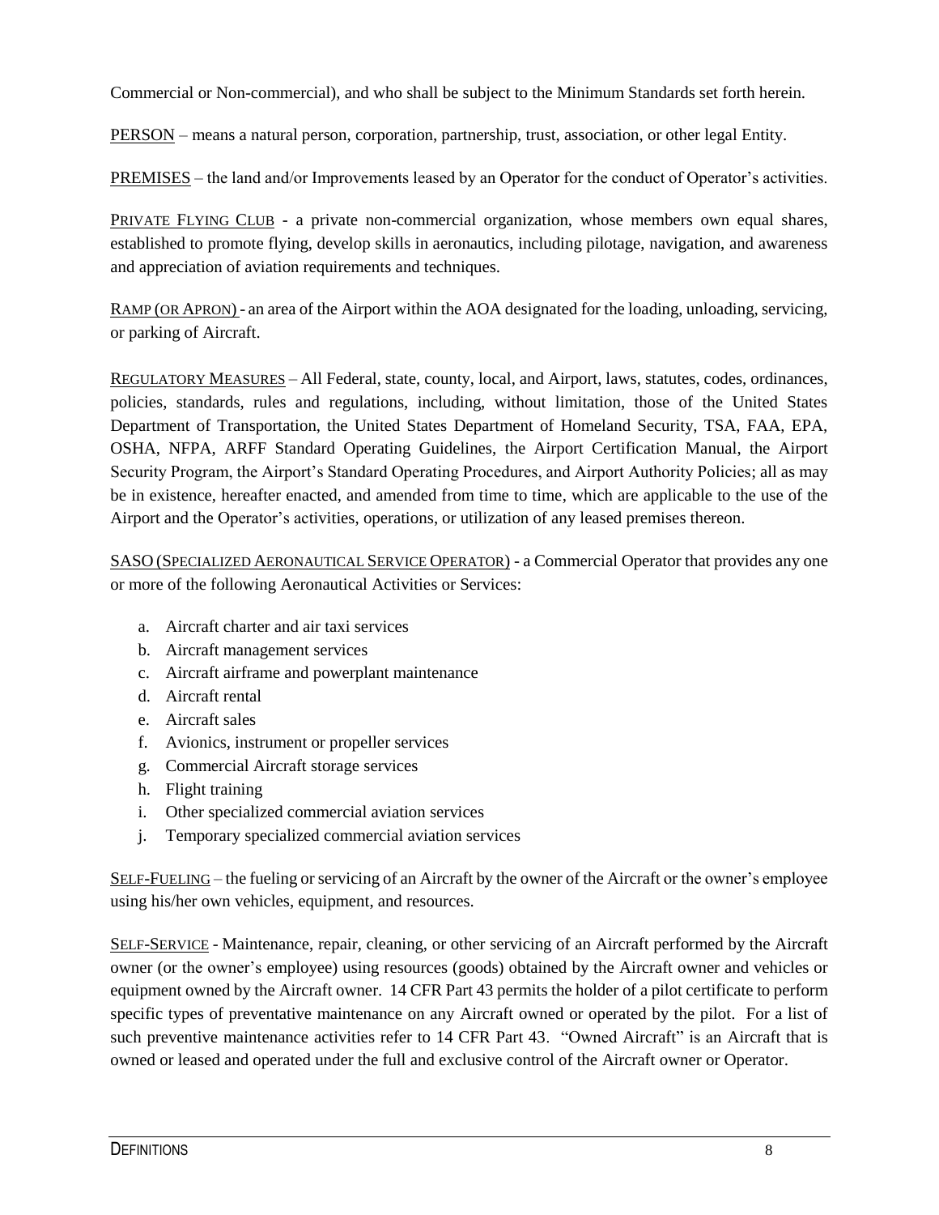Commercial or Non-commercial), and who shall be subject to the Minimum Standards set forth herein.

PERSON – means a natural person, corporation, partnership, trust, association, or other legal Entity.

PREMISES – the land and/or Improvements leased by an Operator for the conduct of Operator's activities.

PRIVATE FLYING CLUB - a private non-commercial organization, whose members own equal shares, established to promote flying, develop skills in aeronautics, including pilotage, navigation, and awareness and appreciation of aviation requirements and techniques.

RAMP (OR APRON) - an area of the Airport within the AOA designated for the loading, unloading, servicing, or parking of Aircraft.

REGULATORY MEASURES – All Federal, state, county, local, and Airport, laws, statutes, codes, ordinances, policies, standards, rules and regulations, including, without limitation, those of the United States Department of Transportation, the United States Department of Homeland Security, TSA, FAA, EPA, OSHA, NFPA, ARFF Standard Operating Guidelines, the Airport Certification Manual, the Airport Security Program, the Airport's Standard Operating Procedures, and Airport Authority Policies; all as may be in existence, hereafter enacted, and amended from time to time, which are applicable to the use of the Airport and the Operator's activities, operations, or utilization of any leased premises thereon.

SASO (SPECIALIZED AERONAUTICAL SERVICE OPERATOR) - a Commercial Operator that provides any one or more of the following Aeronautical Activities or Services:

a. Aircraft charter and air taxi services
b. Aircraft management services
c. Aircraft airframe and powerplant maintenance
d. Aircraft rental
e. Aircraft sales
f. Avionics, instrument or propeller services
g. Commercial Aircraft storage services
h. Flight training
i. Other specialized commercial aviation services
j. Temporary specialized commercial aviation services

SELF-FUELING – the fueling or servicing of an Aircraft by the owner of the Aircraft or the owner's employee using his/her own vehicles, equipment, and resources.

SELF-SERVICE - Maintenance, repair, cleaning, or other servicing of an Aircraft performed by the Aircraft owner (or the owner's employee) using resources (goods) obtained by the Aircraft owner and vehicles or equipment owned by the Aircraft owner. 14 CFR Part 43 permits the holder of a pilot certificate to perform specific types of preventative maintenance on any Aircraft owned or operated by the pilot. For a list of such preventive maintenance activities refer to 14 CFR Part 43. "Owned Aircraft" is an Aircraft that is owned or leased and operated under the full and exclusive control of the Aircraft owner or Operator.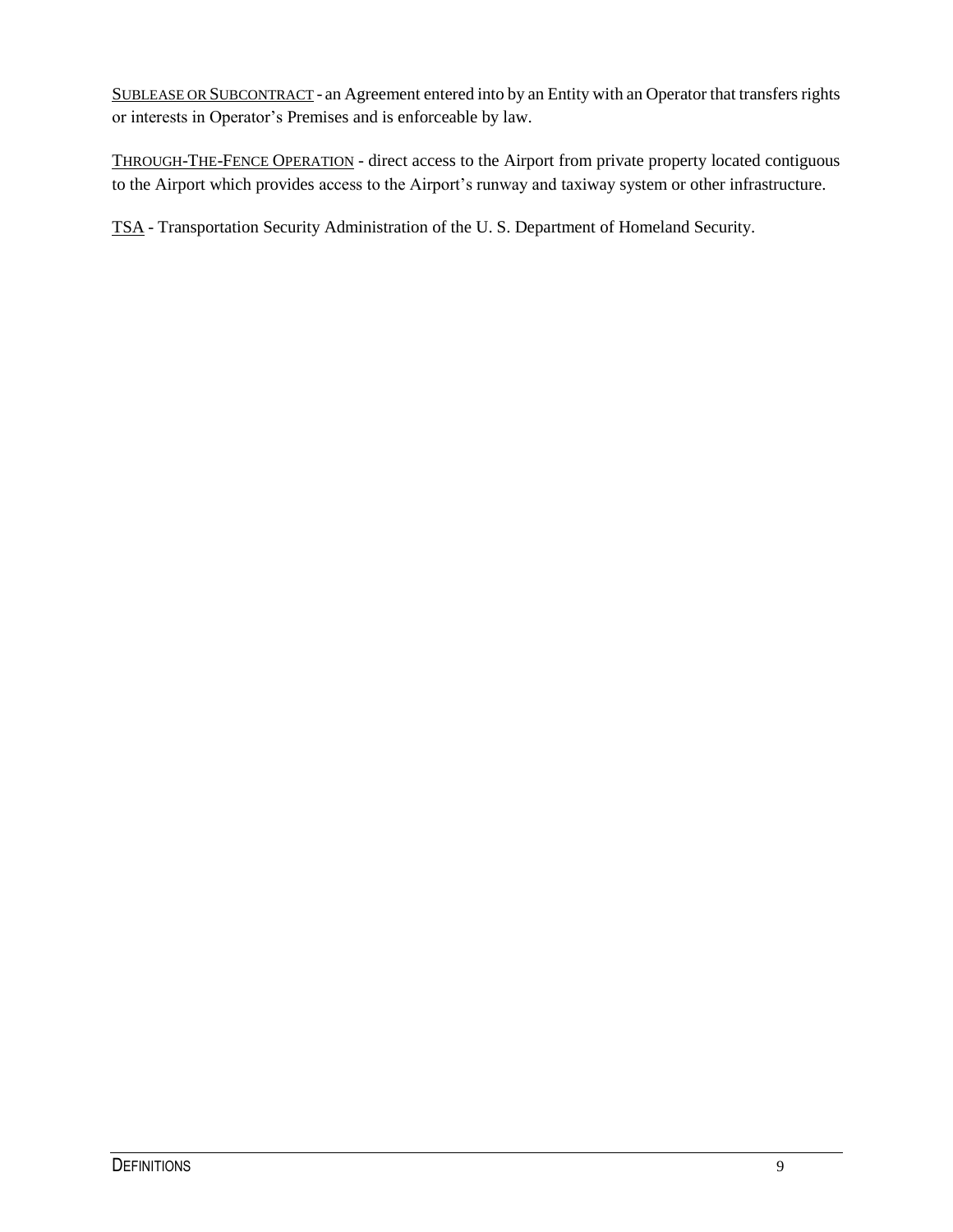<u>SUBLEASE OR SUBCONTRACT</u> - an Agreement entered into by an Entity with an Operator that transfers rights or interests in Operator's Premises and is enforceable by law.

<u>THROUGH-THE-FENCE OPERATION</u> - direct access to the Airport from private property located contiguous to the Airport which provides access to the Airport's runway and taxiway system or other infrastructure.

<u>TSA</u> - Transportation Security Administration of the U. S. Department of Homeland Security.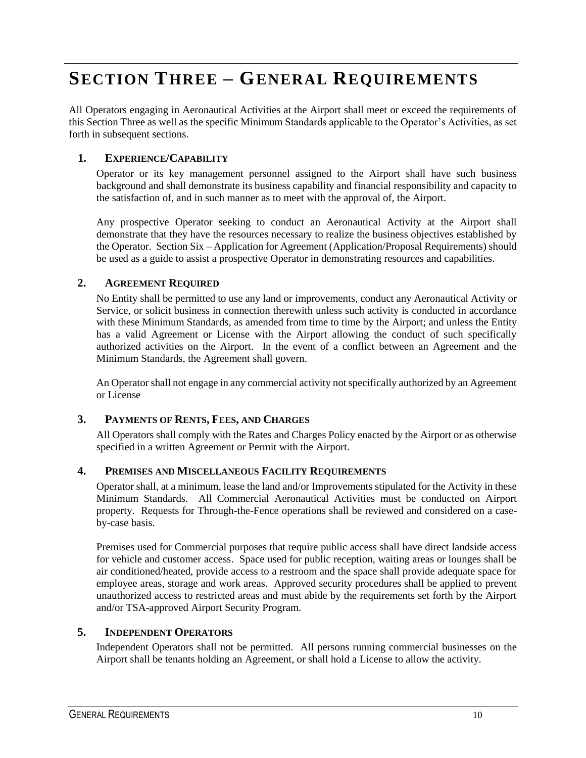# SECTION THREE – GENERAL REQUIREMENTS

All Operators engaging in Aeronautical Activities at the Airport shall meet or exceed the requirements of this Section Three as well as the specific Minimum Standards applicable to the Operator's Activities, as set forth in subsequent sections.

## 1. EXPERIENCE/CAPABILITY

Operator or its key management personnel assigned to the Airport shall have such business background and shall demonstrate its business capability and financial responsibility and capacity to the satisfaction of, and in such manner as to meet with the approval of, the Airport.

Any prospective Operator seeking to conduct an Aeronautical Activity at the Airport shall demonstrate that they have the resources necessary to realize the business objectives established by the Operator. Section Six – Application for Agreement (Application/Proposal Requirements) should be used as a guide to assist a prospective Operator in demonstrating resources and capabilities.

## 2. AGREEMENT REQUIRED

No Entity shall be permitted to use any land or improvements, conduct any Aeronautical Activity or Service, or solicit business in connection therewith unless such activity is conducted in accordance with these Minimum Standards, as amended from time to time by the Airport; and unless the Entity has a valid Agreement or License with the Airport allowing the conduct of such specifically authorized activities on the Airport. In the event of a conflict between an Agreement and the Minimum Standards, the Agreement shall govern.

An Operator shall not engage in any commercial activity not specifically authorized by an Agreement or License

## 3. PAYMENTS OF RENTS, FEES, AND CHARGES

All Operators shall comply with the Rates and Charges Policy enacted by the Airport or as otherwise specified in a written Agreement or Permit with the Airport.

## 4. PREMISES AND MISCELLANEOUS FACILITY REQUIREMENTS

Operator shall, at a minimum, lease the land and/or Improvements stipulated for the Activity in these Minimum Standards. All Commercial Aeronautical Activities must be conducted on Airport property. Requests for Through-the-Fence operations shall be reviewed and considered on a case-by-case basis.

Premises used for Commercial purposes that require public access shall have direct landside access for vehicle and customer access. Space used for public reception, waiting areas or lounges shall be air conditioned/heated, provide access to a restroom and the space shall provide adequate space for employee areas, storage and work areas. Approved security procedures shall be applied to prevent unauthorized access to restricted areas and must abide by the requirements set forth by the Airport and/or TSA-approved Airport Security Program.

## 5. INDEPENDENT OPERATORS

Independent Operators shall not be permitted. All persons running commercial businesses on the Airport shall be tenants holding an Agreement, or shall hold a License to allow the activity.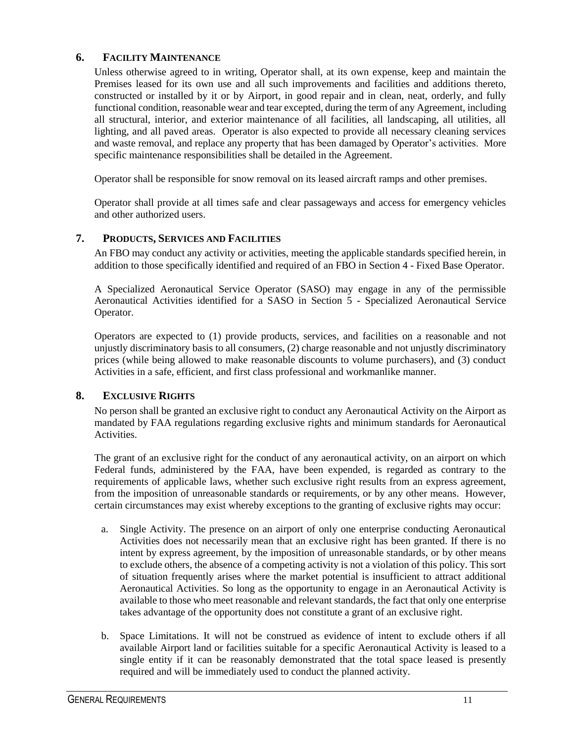## 6. Facility Maintenance

Unless otherwise agreed to in writing, Operator shall, at its own expense, keep and maintain the Premises leased for its own use and all such improvements and facilities and additions thereto, constructed or installed by it or by Airport, in good repair and in clean, neat, orderly, and fully functional condition, reasonable wear and tear excepted, during the term of any Agreement, including all structural, interior, and exterior maintenance of all facilities, all landscaping, all utilities, all lighting, and all paved areas. Operator is also expected to provide all necessary cleaning services and waste removal, and replace any property that has been damaged by Operator's activities. More specific maintenance responsibilities shall be detailed in the Agreement.

Operator shall be responsible for snow removal on its leased aircraft ramps and other premises.

Operator shall provide at all times safe and clear passageways and access for emergency vehicles and other authorized users.

## 7. Products, Services and Facilities

An FBO may conduct any activity or activities, meeting the applicable standards specified herein, in addition to those specifically identified and required of an FBO in Section 4 - Fixed Base Operator.

A Specialized Aeronautical Service Operator (SASO) may engage in any of the permissible Aeronautical Activities identified for a SASO in Section 5 - Specialized Aeronautical Service Operator.

Operators are expected to (1) provide products, services, and facilities on a reasonable and not unjustly discriminatory basis to all consumers, (2) charge reasonable and not unjustly discriminatory prices (while being allowed to make reasonable discounts to volume purchasers), and (3) conduct Activities in a safe, efficient, and first class professional and workmanlike manner.

## 8. Exclusive Rights

No person shall be granted an exclusive right to conduct any Aeronautical Activity on the Airport as mandated by FAA regulations regarding exclusive rights and minimum standards for Aeronautical Activities.

The grant of an exclusive right for the conduct of any aeronautical activity, on an airport on which Federal funds, administered by the FAA, have been expended, is regarded as contrary to the requirements of applicable laws, whether such exclusive right results from an express agreement, from the imposition of unreasonable standards or requirements, or by any other means. However, certain circumstances may exist whereby exceptions to the granting of exclusive rights may occur:

a. Single Activity. The presence on an airport of only one enterprise conducting Aeronautical Activities does not necessarily mean that an exclusive right has been granted. If there is no intent by express agreement, by the imposition of unreasonable standards, or by other means to exclude others, the absence of a competing activity is not a violation of this policy. This sort of situation frequently arises where the market potential is insufficient to attract additional Aeronautical Activities. So long as the opportunity to engage in an Aeronautical Activity is available to those who meet reasonable and relevant standards, the fact that only one enterprise takes advantage of the opportunity does not constitute a grant of an exclusive right.

b. Space Limitations. It will not be construed as evidence of intent to exclude others if all available Airport land or facilities suitable for a specific Aeronautical Activity is leased to a single entity if it can be reasonably demonstrated that the total space leased is presently required and will be immediately used to conduct the planned activity.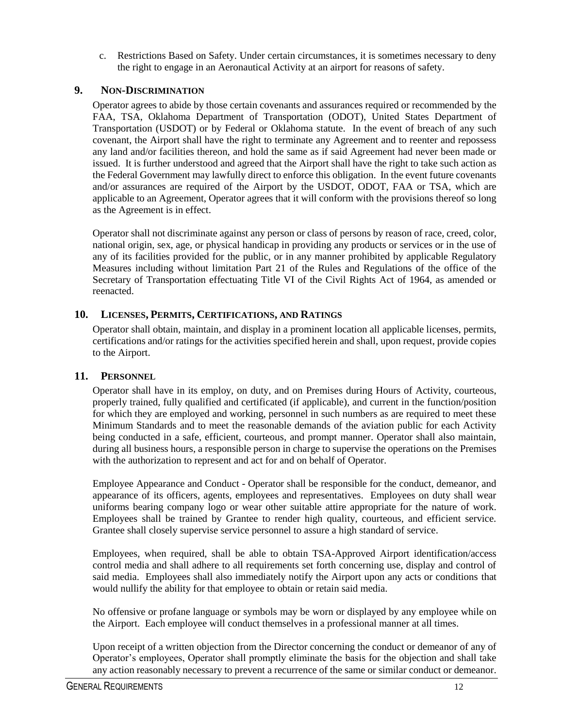c. Restrictions Based on Safety. Under certain circumstances, it is sometimes necessary to deny the right to engage in an Aeronautical Activity at an airport for reasons of safety.

## 9. Non-Discrimination

Operator agrees to abide by those certain covenants and assurances required or recommended by the FAA, TSA, Oklahoma Department of Transportation (ODOT), United States Department of Transportation (USDOT) or by Federal or Oklahoma statute. In the event of breach of any such covenant, the Airport shall have the right to terminate any Agreement and to reenter and repossess any land and/or facilities thereon, and hold the same as if said Agreement had never been made or issued. It is further understood and agreed that the Airport shall have the right to take such action as the Federal Government may lawfully direct to enforce this obligation. In the event future covenants and/or assurances are required of the Airport by the USDOT, ODOT, FAA or TSA, which are applicable to an Agreement, Operator agrees that it will conform with the provisions thereof so long as the Agreement is in effect.

Operator shall not discriminate against any person or class of persons by reason of race, creed, color, national origin, sex, age, or physical handicap in providing any products or services or in the use of any of its facilities provided for the public, or in any manner prohibited by applicable Regulatory Measures including without limitation Part 21 of the Rules and Regulations of the office of the Secretary of Transportation effectuating Title VI of the Civil Rights Act of 1964, as amended or reenacted.

## 10. Licenses, Permits, Certifications, and Ratings

Operator shall obtain, maintain, and display in a prominent location all applicable licenses, permits, certifications and/or ratings for the activities specified herein and shall, upon request, provide copies to the Airport.

## 11. Personnel

Operator shall have in its employ, on duty, and on Premises during Hours of Activity, courteous, properly trained, fully qualified and certificated (if applicable), and current in the function/position for which they are employed and working, personnel in such numbers as are required to meet these Minimum Standards and to meet the reasonable demands of the aviation public for each Activity being conducted in a safe, efficient, courteous, and prompt manner. Operator shall also maintain, during all business hours, a responsible person in charge to supervise the operations on the Premises with the authorization to represent and act for and on behalf of Operator.

Employee Appearance and Conduct - Operator shall be responsible for the conduct, demeanor, and appearance of its officers, agents, employees and representatives. Employees on duty shall wear uniforms bearing company logo or wear other suitable attire appropriate for the nature of work. Employees shall be trained by Grantee to render high quality, courteous, and efficient service. Grantee shall closely supervise service personnel to assure a high standard of service.

Employees, when required, shall be able to obtain TSA-Approved Airport identification/access control media and shall adhere to all requirements set forth concerning use, display and control of said media. Employees shall also immediately notify the Airport upon any acts or conditions that would nullify the ability for that employee to obtain or retain said media.

No offensive or profane language or symbols may be worn or displayed by any employee while on the Airport. Each employee will conduct themselves in a professional manner at all times.

Upon receipt of a written objection from the Director concerning the conduct or demeanor of any of Operator's employees, Operator shall promptly eliminate the basis for the objection and shall take any action reasonably necessary to prevent a recurrence of the same or similar conduct or demeanor.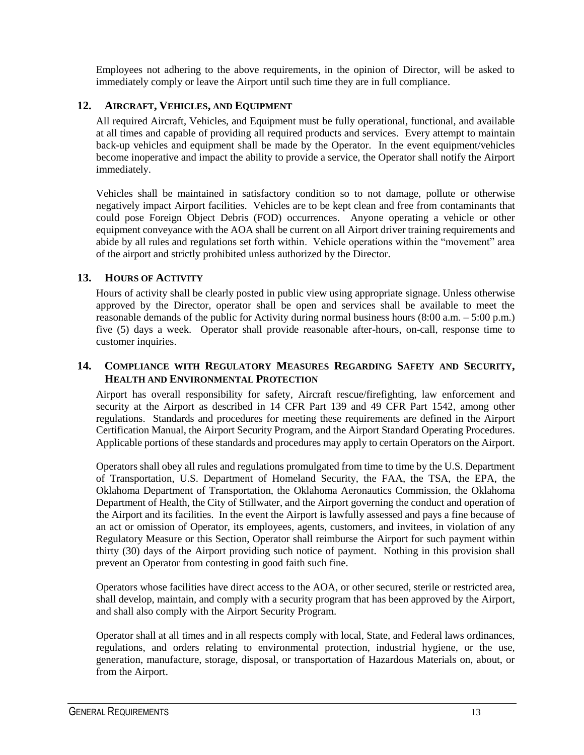Employees not adhering to the above requirements, in the opinion of Director, will be asked to immediately comply or leave the Airport until such time they are in full compliance.

## 12. Aircraft, Vehicles, and Equipment

All required Aircraft, Vehicles, and Equipment must be fully operational, functional, and available at all times and capable of providing all required products and services. Every attempt to maintain back-up vehicles and equipment shall be made by the Operator. In the event equipment/vehicles become inoperative and impact the ability to provide a service, the Operator shall notify the Airport immediately.

Vehicles shall be maintained in satisfactory condition so to not damage, pollute or otherwise negatively impact Airport facilities. Vehicles are to be kept clean and free from contaminants that could pose Foreign Object Debris (FOD) occurrences. Anyone operating a vehicle or other equipment conveyance with the AOA shall be current on all Airport driver training requirements and abide by all rules and regulations set forth within. Vehicle operations within the "movement" area of the airport and strictly prohibited unless authorized by the Director.

## 13. Hours of Activity

Hours of activity shall be clearly posted in public view using appropriate signage. Unless otherwise approved by the Director, operator shall be open and services shall be available to meet the reasonable demands of the public for Activity during normal business hours (8:00 a.m. – 5:00 p.m.) five (5) days a week. Operator shall provide reasonable after-hours, on-call, response time to customer inquiries.

## 14. Compliance with Regulatory Measures Regarding Safety and Security, Health and Environmental Protection

Airport has overall responsibility for safety, Aircraft rescue/firefighting, law enforcement and security at the Airport as described in 14 CFR Part 139 and 49 CFR Part 1542, among other regulations. Standards and procedures for meeting these requirements are defined in the Airport Certification Manual, the Airport Security Program, and the Airport Standard Operating Procedures. Applicable portions of these standards and procedures may apply to certain Operators on the Airport.

Operators shall obey all rules and regulations promulgated from time to time by the U.S. Department of Transportation, U.S. Department of Homeland Security, the FAA, the TSA, the EPA, the Oklahoma Department of Transportation, the Oklahoma Aeronautics Commission, the Oklahoma Department of Health, the City of Stillwater, and the Airport governing the conduct and operation of the Airport and its facilities. In the event the Airport is lawfully assessed and pays a fine because of an act or omission of Operator, its employees, agents, customers, and invitees, in violation of any Regulatory Measure or this Section, Operator shall reimburse the Airport for such payment within thirty (30) days of the Airport providing such notice of payment. Nothing in this provision shall prevent an Operator from contesting in good faith such fine.

Operators whose facilities have direct access to the AOA, or other secured, sterile or restricted area, shall develop, maintain, and comply with a security program that has been approved by the Airport, and shall also comply with the Airport Security Program.

Operator shall at all times and in all respects comply with local, State, and Federal laws ordinances, regulations, and orders relating to environmental protection, industrial hygiene, or the use, generation, manufacture, storage, disposal, or transportation of Hazardous Materials on, about, or from the Airport.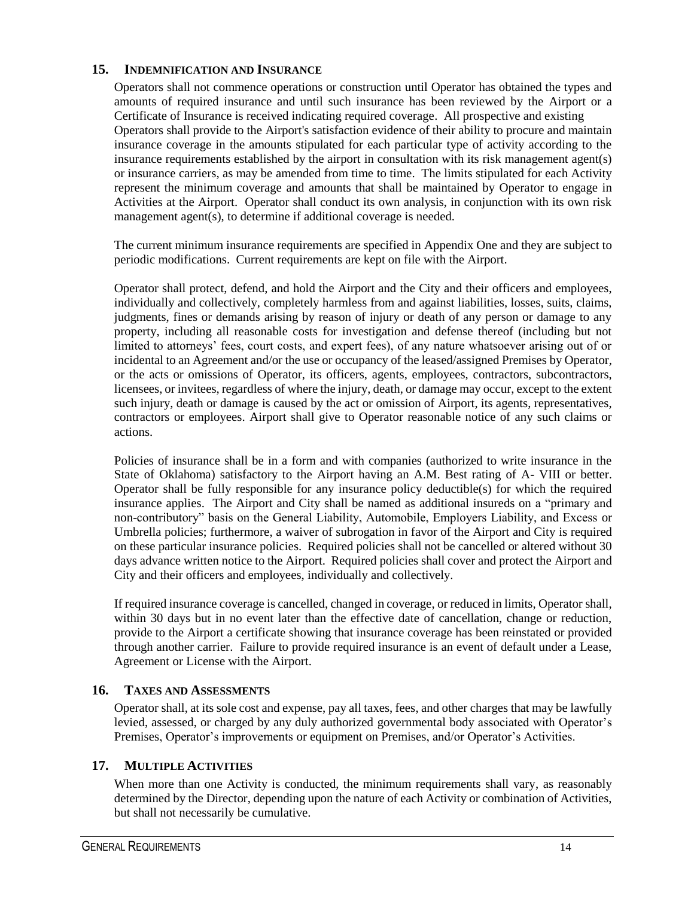## 15. Indemnification and Insurance

Operators shall not commence operations or construction until Operator has obtained the types and amounts of required insurance and until such insurance has been reviewed by the Airport or a Certificate of Insurance is received indicating required coverage. All prospective and existing Operators shall provide to the Airport's satisfaction evidence of their ability to procure and maintain insurance coverage in the amounts stipulated for each particular type of activity according to the insurance requirements established by the airport in consultation with its risk management agent(s) or insurance carriers, as may be amended from time to time. The limits stipulated for each Activity represent the minimum coverage and amounts that shall be maintained by Operator to engage in Activities at the Airport. Operator shall conduct its own analysis, in conjunction with its own risk management agent(s), to determine if additional coverage is needed.

The current minimum insurance requirements are specified in Appendix One and they are subject to periodic modifications. Current requirements are kept on file with the Airport.

Operator shall protect, defend, and hold the Airport and the City and their officers and employees, individually and collectively, completely harmless from and against liabilities, losses, suits, claims, judgments, fines or demands arising by reason of injury or death of any person or damage to any property, including all reasonable costs for investigation and defense thereof (including but not limited to attorneys' fees, court costs, and expert fees), of any nature whatsoever arising out of or incidental to an Agreement and/or the use or occupancy of the leased/assigned Premises by Operator, or the acts or omissions of Operator, its officers, agents, employees, contractors, subcontractors, licensees, or invitees, regardless of where the injury, death, or damage may occur, except to the extent such injury, death or damage is caused by the act or omission of Airport, its agents, representatives, contractors or employees. Airport shall give to Operator reasonable notice of any such claims or actions.

Policies of insurance shall be in a form and with companies (authorized to write insurance in the State of Oklahoma) satisfactory to the Airport having an A.M. Best rating of A- VIII or better. Operator shall be fully responsible for any insurance policy deductible(s) for which the required insurance applies. The Airport and City shall be named as additional insureds on a "primary and non-contributory" basis on the General Liability, Automobile, Employers Liability, and Excess or Umbrella policies; furthermore, a waiver of subrogation in favor of the Airport and City is required on these particular insurance policies. Required policies shall not be cancelled or altered without 30 days advance written notice to the Airport. Required policies shall cover and protect the Airport and City and their officers and employees, individually and collectively.

If required insurance coverage is cancelled, changed in coverage, or reduced in limits, Operator shall, within 30 days but in no event later than the effective date of cancellation, change or reduction, provide to the Airport a certificate showing that insurance coverage has been reinstated or provided through another carrier. Failure to provide required insurance is an event of default under a Lease, Agreement or License with the Airport.

## 16. Taxes and Assessments

Operator shall, at its sole cost and expense, pay all taxes, fees, and other charges that may be lawfully levied, assessed, or charged by any duly authorized governmental body associated with Operator's Premises, Operator's improvements or equipment on Premises, and/or Operator's Activities.

## 17. Multiple Activities

When more than one Activity is conducted, the minimum requirements shall vary, as reasonably determined by the Director, depending upon the nature of each Activity or combination of Activities, but shall not necessarily be cumulative.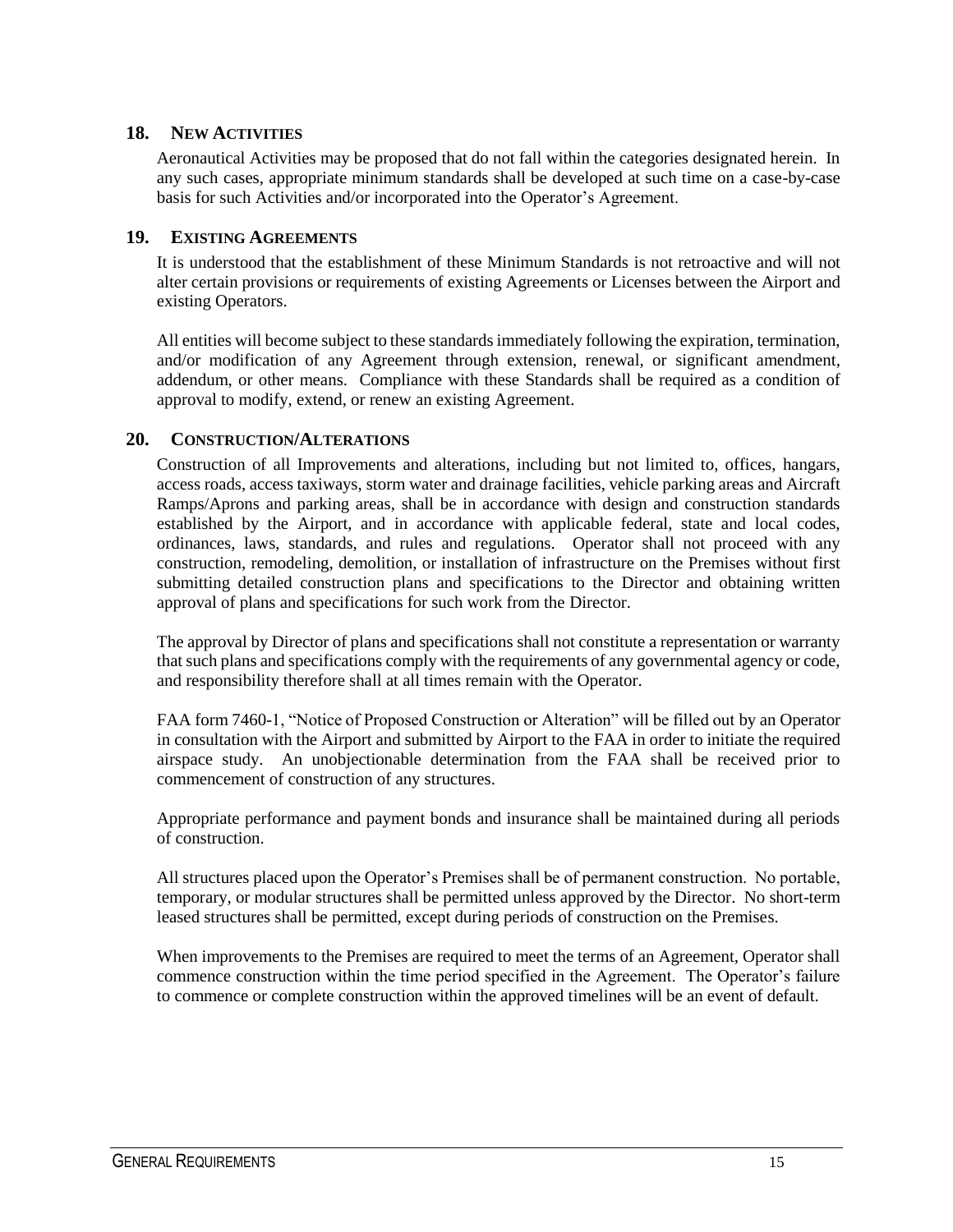## 18. NEW ACTIVITIES

Aeronautical Activities may be proposed that do not fall within the categories designated herein. In any such cases, appropriate minimum standards shall be developed at such time on a case-by-case basis for such Activities and/or incorporated into the Operator's Agreement.

## 19. EXISTING AGREEMENTS

It is understood that the establishment of these Minimum Standards is not retroactive and will not alter certain provisions or requirements of existing Agreements or Licenses between the Airport and existing Operators.

All entities will become subject to these standards immediately following the expiration, termination, and/or modification of any Agreement through extension, renewal, or significant amendment, addendum, or other means. Compliance with these Standards shall be required as a condition of approval to modify, extend, or renew an existing Agreement.

## 20. CONSTRUCTION/ALTERATIONS

Construction of all Improvements and alterations, including but not limited to, offices, hangars, access roads, access taxiways, storm water and drainage facilities, vehicle parking areas and Aircraft Ramps/Aprons and parking areas, shall be in accordance with design and construction standards established by the Airport, and in accordance with applicable federal, state and local codes, ordinances, laws, standards, and rules and regulations. Operator shall not proceed with any construction, remodeling, demolition, or installation of infrastructure on the Premises without first submitting detailed construction plans and specifications to the Director and obtaining written approval of plans and specifications for such work from the Director.

The approval by Director of plans and specifications shall not constitute a representation or warranty that such plans and specifications comply with the requirements of any governmental agency or code, and responsibility therefore shall at all times remain with the Operator.

FAA form 7460-1, "Notice of Proposed Construction or Alteration" will be filled out by an Operator in consultation with the Airport and submitted by Airport to the FAA in order to initiate the required airspace study. An unobjectionable determination from the FAA shall be received prior to commencement of construction of any structures.

Appropriate performance and payment bonds and insurance shall be maintained during all periods of construction.

All structures placed upon the Operator's Premises shall be of permanent construction. No portable, temporary, or modular structures shall be permitted unless approved by the Director. No short-term leased structures shall be permitted, except during periods of construction on the Premises.

When improvements to the Premises are required to meet the terms of an Agreement, Operator shall commence construction within the time period specified in the Agreement. The Operator's failure to commence or complete construction within the approved timelines will be an event of default.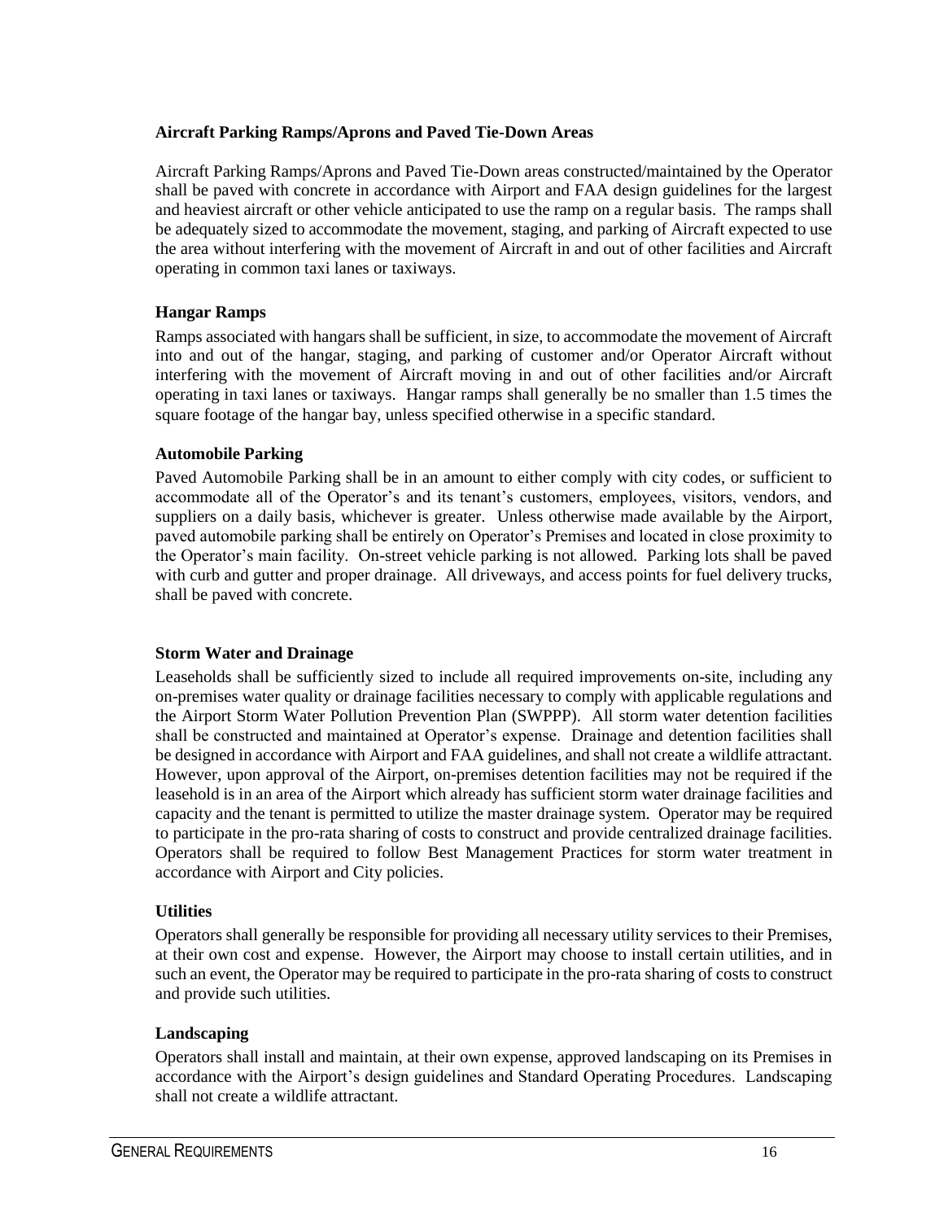**Aircraft Parking Ramps/Aprons and Paved Tie-Down Areas**

Aircraft Parking Ramps/Aprons and Paved Tie-Down areas constructed/maintained by the Operator shall be paved with concrete in accordance with Airport and FAA design guidelines for the largest and heaviest aircraft or other vehicle anticipated to use the ramp on a regular basis. The ramps shall be adequately sized to accommodate the movement, staging, and parking of Aircraft expected to use the area without interfering with the movement of Aircraft in and out of other facilities and Aircraft operating in common taxi lanes or taxiways.

**Hangar Ramps**

Ramps associated with hangars shall be sufficient, in size, to accommodate the movement of Aircraft into and out of the hangar, staging, and parking of customer and/or Operator Aircraft without interfering with the movement of Aircraft moving in and out of other facilities and/or Aircraft operating in taxi lanes or taxiways. Hangar ramps shall generally be no smaller than 1.5 times the square footage of the hangar bay, unless specified otherwise in a specific standard.

**Automobile Parking**

Paved Automobile Parking shall be in an amount to either comply with city codes, or sufficient to accommodate all of the Operator's and its tenant's customers, employees, visitors, vendors, and suppliers on a daily basis, whichever is greater. Unless otherwise made available by the Airport, paved automobile parking shall be entirely on Operator's Premises and located in close proximity to the Operator's main facility. On-street vehicle parking is not allowed. Parking lots shall be paved with curb and gutter and proper drainage. All driveways, and access points for fuel delivery trucks, shall be paved with concrete.

**Storm Water and Drainage**

Leaseholds shall be sufficiently sized to include all required improvements on-site, including any on-premises water quality or drainage facilities necessary to comply with applicable regulations and the Airport Storm Water Pollution Prevention Plan (SWPPP). All storm water detention facilities shall be constructed and maintained at Operator's expense. Drainage and detention facilities shall be designed in accordance with Airport and FAA guidelines, and shall not create a wildlife attractant. However, upon approval of the Airport, on-premises detention facilities may not be required if the leasehold is in an area of the Airport which already has sufficient storm water drainage facilities and capacity and the tenant is permitted to utilize the master drainage system. Operator may be required to participate in the pro-rata sharing of costs to construct and provide centralized drainage facilities. Operators shall be required to follow Best Management Practices for storm water treatment in accordance with Airport and City policies.

**Utilities**

Operators shall generally be responsible for providing all necessary utility services to their Premises, at their own cost and expense. However, the Airport may choose to install certain utilities, and in such an event, the Operator may be required to participate in the pro-rata sharing of costs to construct and provide such utilities.

**Landscaping**

Operators shall install and maintain, at their own expense, approved landscaping on its Premises in accordance with the Airport's design guidelines and Standard Operating Procedures. Landscaping shall not create a wildlife attractant.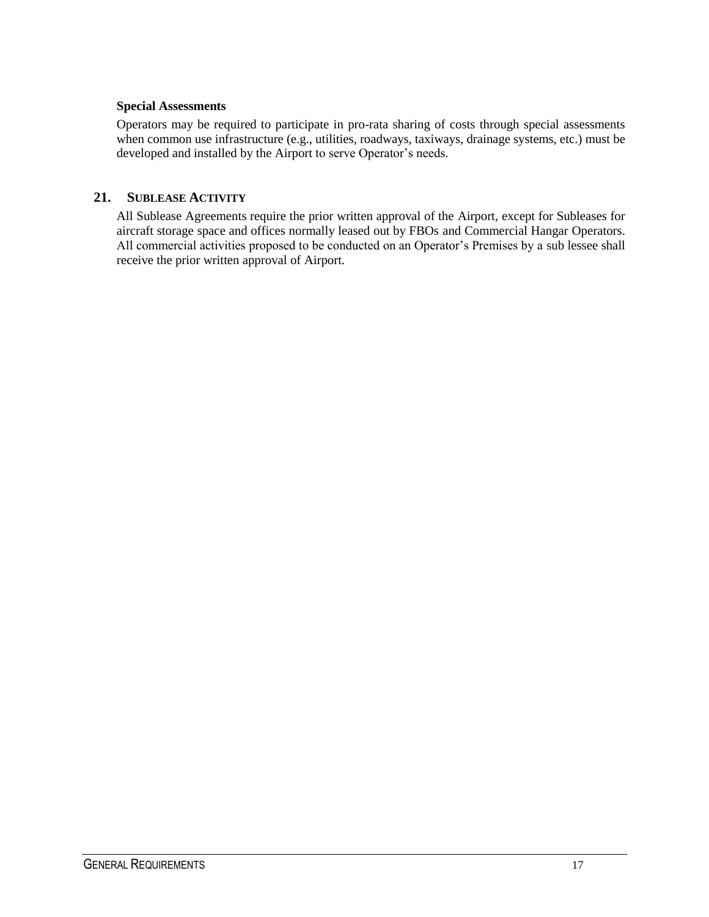**Special Assessments**

Operators may be required to participate in pro-rata sharing of costs through special assessments when common use infrastructure (e.g., utilities, roadways, taxiways, drainage systems, etc.) must be developed and installed by the Airport to serve Operator's needs.

## 21. SUBLEASE ACTIVITY

All Sublease Agreements require the prior written approval of the Airport, except for Subleases for aircraft storage space and offices normally leased out by FBOs and Commercial Hangar Operators. All commercial activities proposed to be conducted on an Operator's Premises by a sub lessee shall receive the prior written approval of Airport.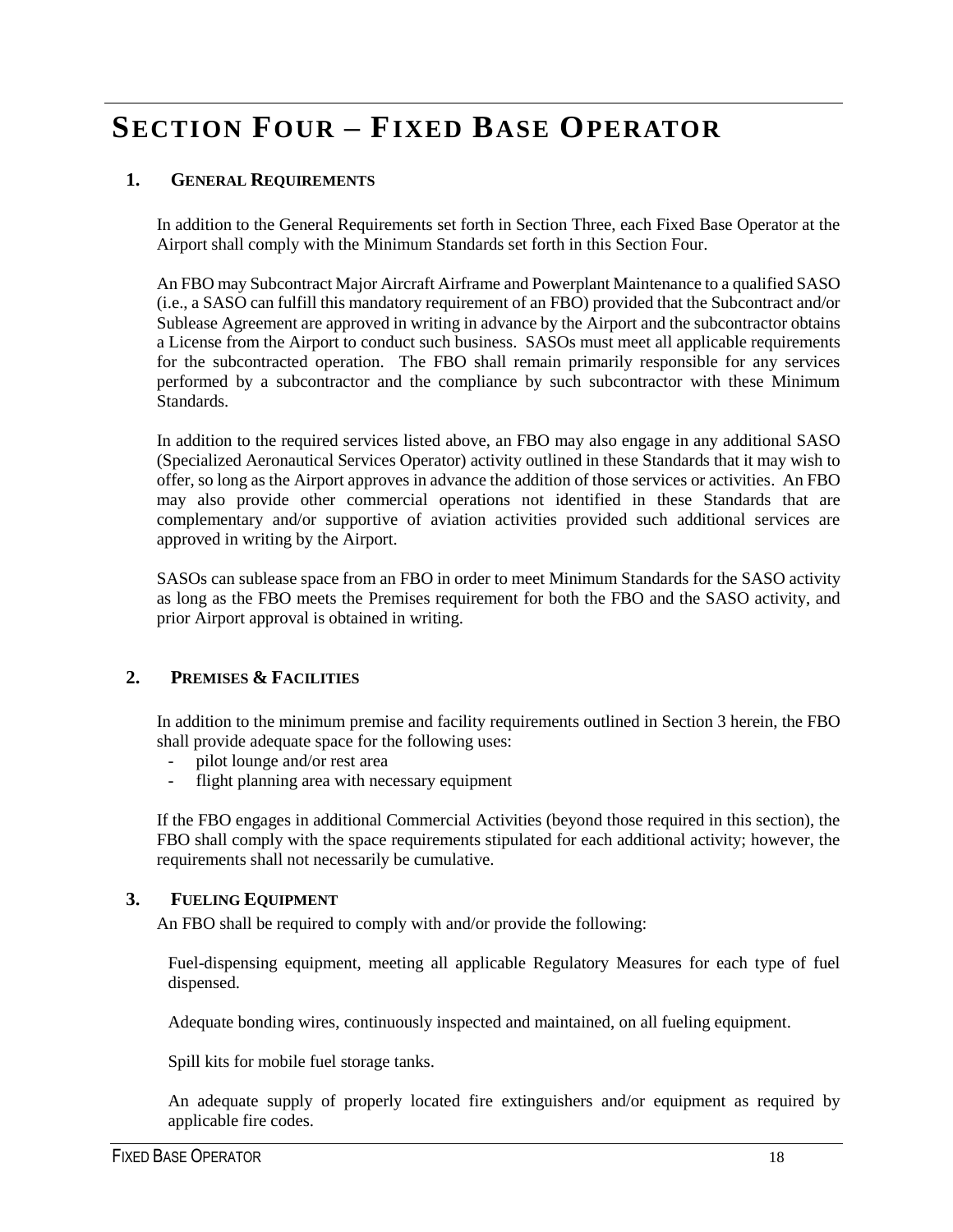# SECTION FOUR – FIXED BASE OPERATOR

## 1. GENERAL REQUIREMENTS

In addition to the General Requirements set forth in Section Three, each Fixed Base Operator at the Airport shall comply with the Minimum Standards set forth in this Section Four.

An FBO may Subcontract Major Aircraft Airframe and Powerplant Maintenance to a qualified SASO (i.e., a SASO can fulfill this mandatory requirement of an FBO) provided that the Subcontract and/or Sublease Agreement are approved in writing in advance by the Airport and the subcontractor obtains a License from the Airport to conduct such business. SASOs must meet all applicable requirements for the subcontracted operation. The FBO shall remain primarily responsible for any services performed by a subcontractor and the compliance by such subcontractor with these Minimum Standards.

In addition to the required services listed above, an FBO may also engage in any additional SASO (Specialized Aeronautical Services Operator) activity outlined in these Standards that it may wish to offer, so long as the Airport approves in advance the addition of those services or activities. An FBO may also provide other commercial operations not identified in these Standards that are complementary and/or supportive of aviation activities provided such additional services are approved in writing by the Airport.

SASOs can sublease space from an FBO in order to meet Minimum Standards for the SASO activity as long as the FBO meets the Premises requirement for both the FBO and the SASO activity, and prior Airport approval is obtained in writing.

## 2. PREMISES & FACILITIES

In addition to the minimum premise and facility requirements outlined in Section 3 herein, the FBO shall provide adequate space for the following uses:

- pilot lounge and/or rest area
- flight planning area with necessary equipment

If the FBO engages in additional Commercial Activities (beyond those required in this section), the FBO shall comply with the space requirements stipulated for each additional activity; however, the requirements shall not necessarily be cumulative.

## 3. FUELING EQUIPMENT

An FBO shall be required to comply with and/or provide the following:

Fuel-dispensing equipment, meeting all applicable Regulatory Measures for each type of fuel dispensed.

Adequate bonding wires, continuously inspected and maintained, on all fueling equipment.

Spill kits for mobile fuel storage tanks.

An adequate supply of properly located fire extinguishers and/or equipment as required by applicable fire codes.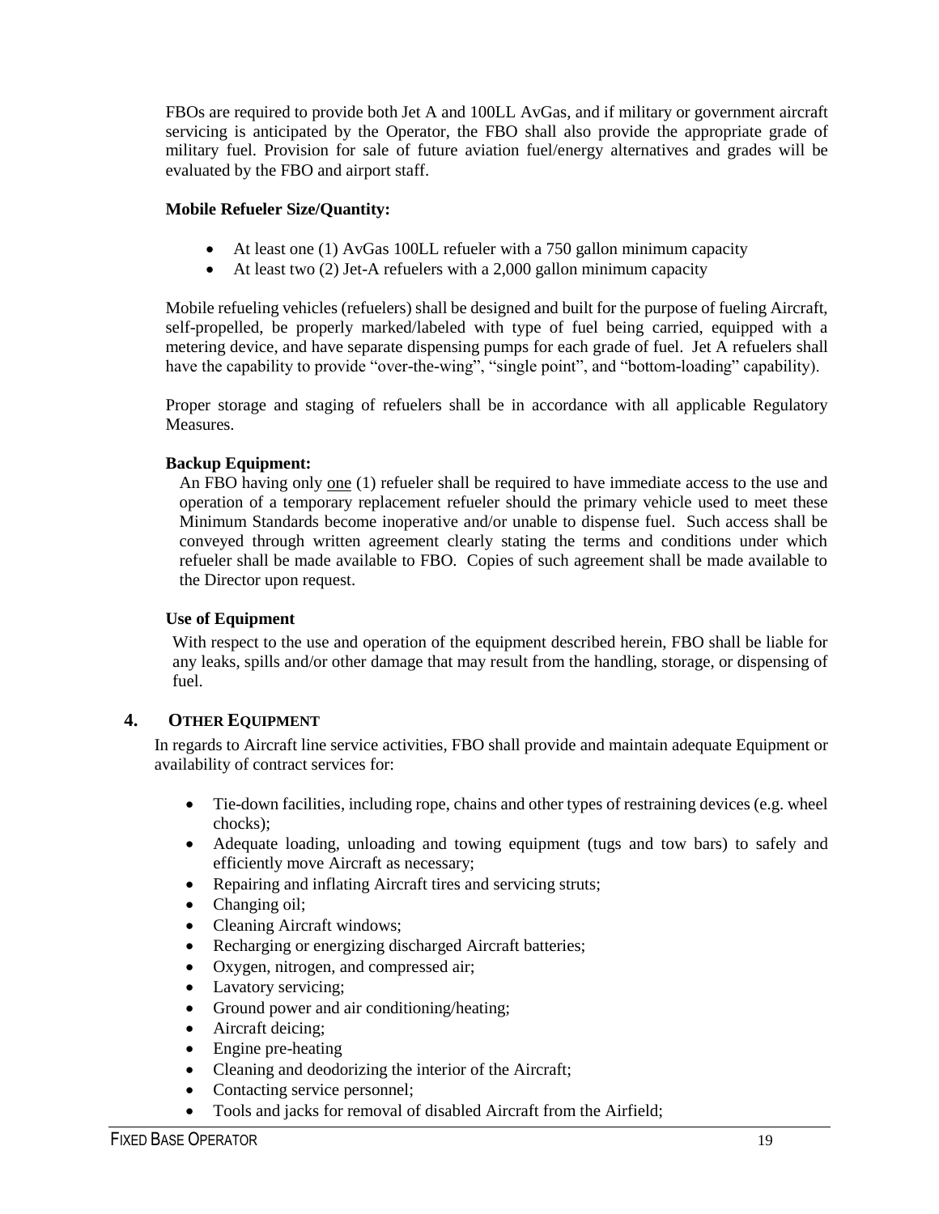FBOs are required to provide both Jet A and 100LL AvGas, and if military or government aircraft servicing is anticipated by the Operator, the FBO shall also provide the appropriate grade of military fuel. Provision for sale of future aviation fuel/energy alternatives and grades will be evaluated by the FBO and airport staff.

**Mobile Refueler Size/Quantity:**

- At least one (1) AvGas 100LL refueler with a 750 gallon minimum capacity
- At least two (2) Jet-A refuelers with a 2,000 gallon minimum capacity

Mobile refueling vehicles (refuelers) shall be designed and built for the purpose of fueling Aircraft, self-propelled, be properly marked/labeled with type of fuel being carried, equipped with a metering device, and have separate dispensing pumps for each grade of fuel. Jet A refuelers shall have the capability to provide "over-the-wing", "single point", and "bottom-loading" capability).

Proper storage and staging of refuelers shall be in accordance with all applicable Regulatory Measures.

**Backup Equipment:**

An FBO having only one (1) refueler shall be required to have immediate access to the use and operation of a temporary replacement refueler should the primary vehicle used to meet these Minimum Standards become inoperative and/or unable to dispense fuel. Such access shall be conveyed through written agreement clearly stating the terms and conditions under which refueler shall be made available to FBO. Copies of such agreement shall be made available to the Director upon request.

**Use of Equipment**

With respect to the use and operation of the equipment described herein, FBO shall be liable for any leaks, spills and/or other damage that may result from the handling, storage, or dispensing of fuel.

### 4. OTHER EQUIPMENT

In regards to Aircraft line service activities, FBO shall provide and maintain adequate Equipment or availability of contract services for:

- Tie-down facilities, including rope, chains and other types of restraining devices (e.g. wheel chocks);
- Adequate loading, unloading and towing equipment (tugs and tow bars) to safely and efficiently move Aircraft as necessary;
- Repairing and inflating Aircraft tires and servicing struts;
- Changing oil;
- Cleaning Aircraft windows;
- Recharging or energizing discharged Aircraft batteries;
- Oxygen, nitrogen, and compressed air;
- Lavatory servicing;
- Ground power and air conditioning/heating;
- Aircraft deicing;
- Engine pre-heating
- Cleaning and deodorizing the interior of the Aircraft;
- Contacting service personnel;
- Tools and jacks for removal of disabled Aircraft from the Airfield;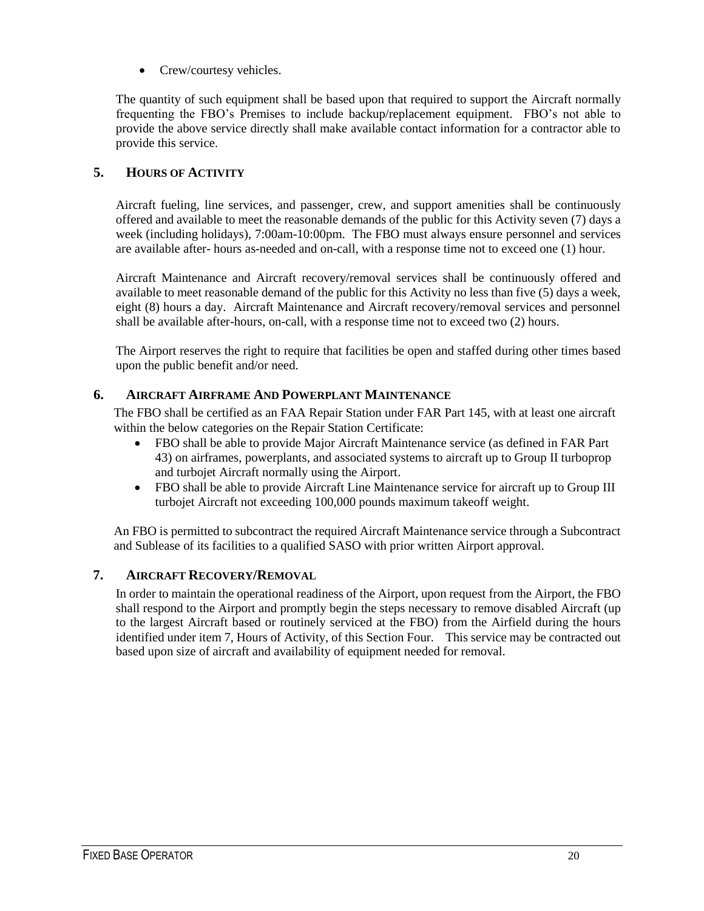- Crew/courtesy vehicles.

The quantity of such equipment shall be based upon that required to support the Aircraft normally frequenting the FBO's Premises to include backup/replacement equipment. FBO's not able to provide the above service directly shall make available contact information for a contractor able to provide this service.

## 5. HOURS OF ACTIVITY

Aircraft fueling, line services, and passenger, crew, and support amenities shall be continuously offered and available to meet the reasonable demands of the public for this Activity seven (7) days a week (including holidays), 7:00am-10:00pm. The FBO must always ensure personnel and services are available after- hours as-needed and on-call, with a response time not to exceed one (1) hour.

Aircraft Maintenance and Aircraft recovery/removal services shall be continuously offered and available to meet reasonable demand of the public for this Activity no less than five (5) days a week, eight (8) hours a day. Aircraft Maintenance and Aircraft recovery/removal services and personnel shall be available after-hours, on-call, with a response time not to exceed two (2) hours.

The Airport reserves the right to require that facilities be open and staffed during other times based upon the public benefit and/or need.

## 6. AIRCRAFT AIRFRAME AND POWERPLANT MAINTENANCE

The FBO shall be certified as an FAA Repair Station under FAR Part 145, with at least one aircraft within the below categories on the Repair Station Certificate:

- FBO shall be able to provide Major Aircraft Maintenance service (as defined in FAR Part 43) on airframes, powerplants, and associated systems to aircraft up to Group II turboprop and turbojet Aircraft normally using the Airport.
- FBO shall be able to provide Aircraft Line Maintenance service for aircraft up to Group III turbojet Aircraft not exceeding 100,000 pounds maximum takeoff weight.

An FBO is permitted to subcontract the required Aircraft Maintenance service through a Subcontract and Sublease of its facilities to a qualified SASO with prior written Airport approval.

## 7. AIRCRAFT RECOVERY/REMOVAL

In order to maintain the operational readiness of the Airport, upon request from the Airport, the FBO shall respond to the Airport and promptly begin the steps necessary to remove disabled Aircraft (up to the largest Aircraft based or routinely serviced at the FBO) from the Airfield during the hours identified under item 7, Hours of Activity, of this Section Four. This service may be contracted out based upon size of aircraft and availability of equipment needed for removal.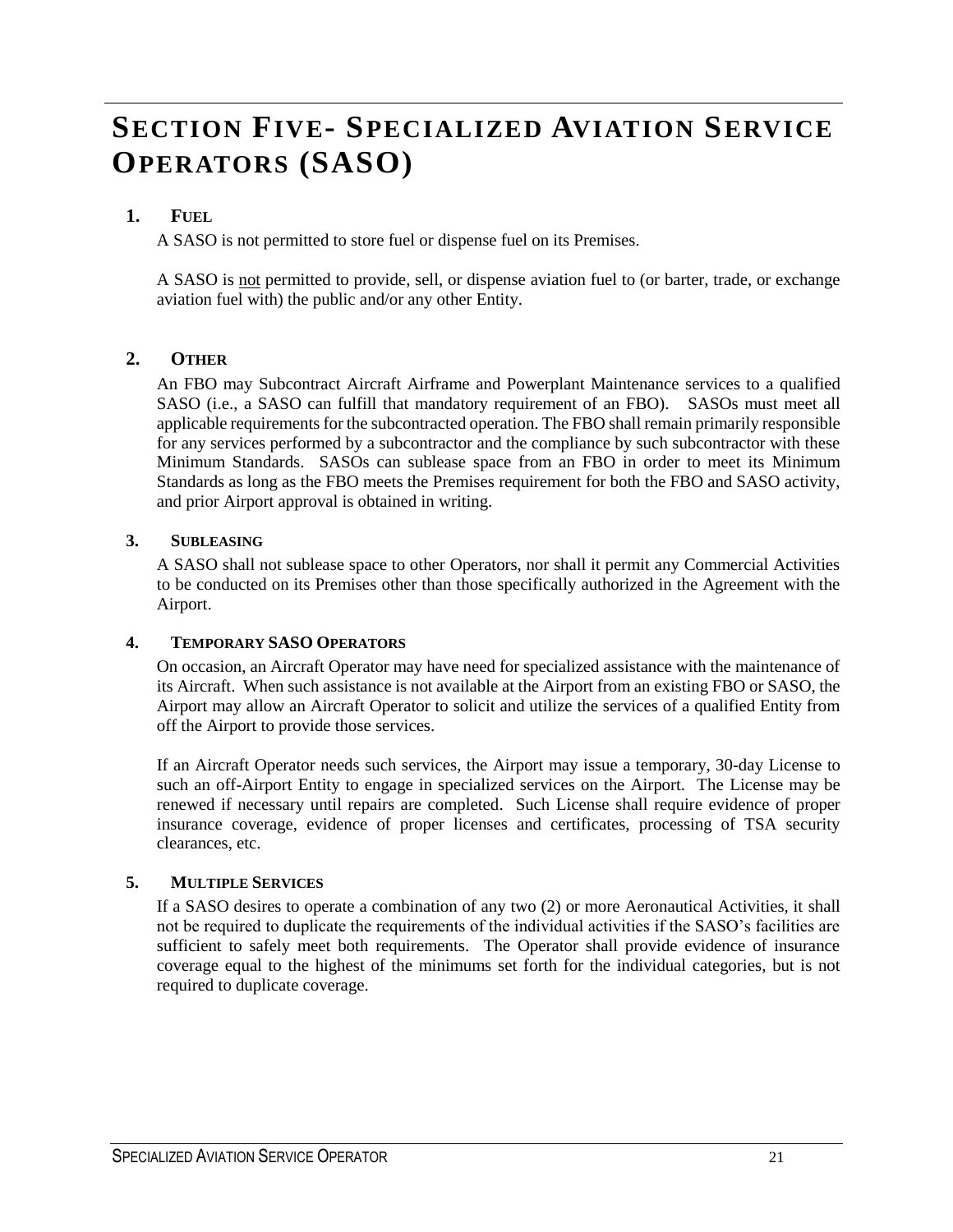# SECTION FIVE- SPECIALIZED AVIATION SERVICE OPERATORS (SASO)

## 1. FUEL

A SASO is not permitted to store fuel or dispense fuel on its Premises.

A SASO is not permitted to provide, sell, or dispense aviation fuel to (or barter, trade, or exchange aviation fuel with) the public and/or any other Entity.

## 2. OTHER

An FBO may Subcontract Aircraft Airframe and Powerplant Maintenance services to a qualified SASO (i.e., a SASO can fulfill that mandatory requirement of an FBO). SASOs must meet all applicable requirements for the subcontracted operation. The FBO shall remain primarily responsible for any services performed by a subcontractor and the compliance by such subcontractor with these Minimum Standards. SASOs can sublease space from an FBO in order to meet its Minimum Standards as long as the FBO meets the Premises requirement for both the FBO and SASO activity, and prior Airport approval is obtained in writing.

## 3. SUBLEASING

A SASO shall not sublease space to other Operators, nor shall it permit any Commercial Activities to be conducted on its Premises other than those specifically authorized in the Agreement with the Airport.

## 4. TEMPORARY SASO OPERATORS

On occasion, an Aircraft Operator may have need for specialized assistance with the maintenance of its Aircraft. When such assistance is not available at the Airport from an existing FBO or SASO, the Airport may allow an Aircraft Operator to solicit and utilize the services of a qualified Entity from off the Airport to provide those services.

If an Aircraft Operator needs such services, the Airport may issue a temporary, 30-day License to such an off-Airport Entity to engage in specialized services on the Airport. The License may be renewed if necessary until repairs are completed. Such License shall require evidence of proper insurance coverage, evidence of proper licenses and certificates, processing of TSA security clearances, etc.

## 5. MULTIPLE SERVICES

If a SASO desires to operate a combination of any two (2) or more Aeronautical Activities, it shall not be required to duplicate the requirements of the individual activities if the SASO's facilities are sufficient to safely meet both requirements. The Operator shall provide evidence of insurance coverage equal to the highest of the minimums set forth for the individual categories, but is not required to duplicate coverage.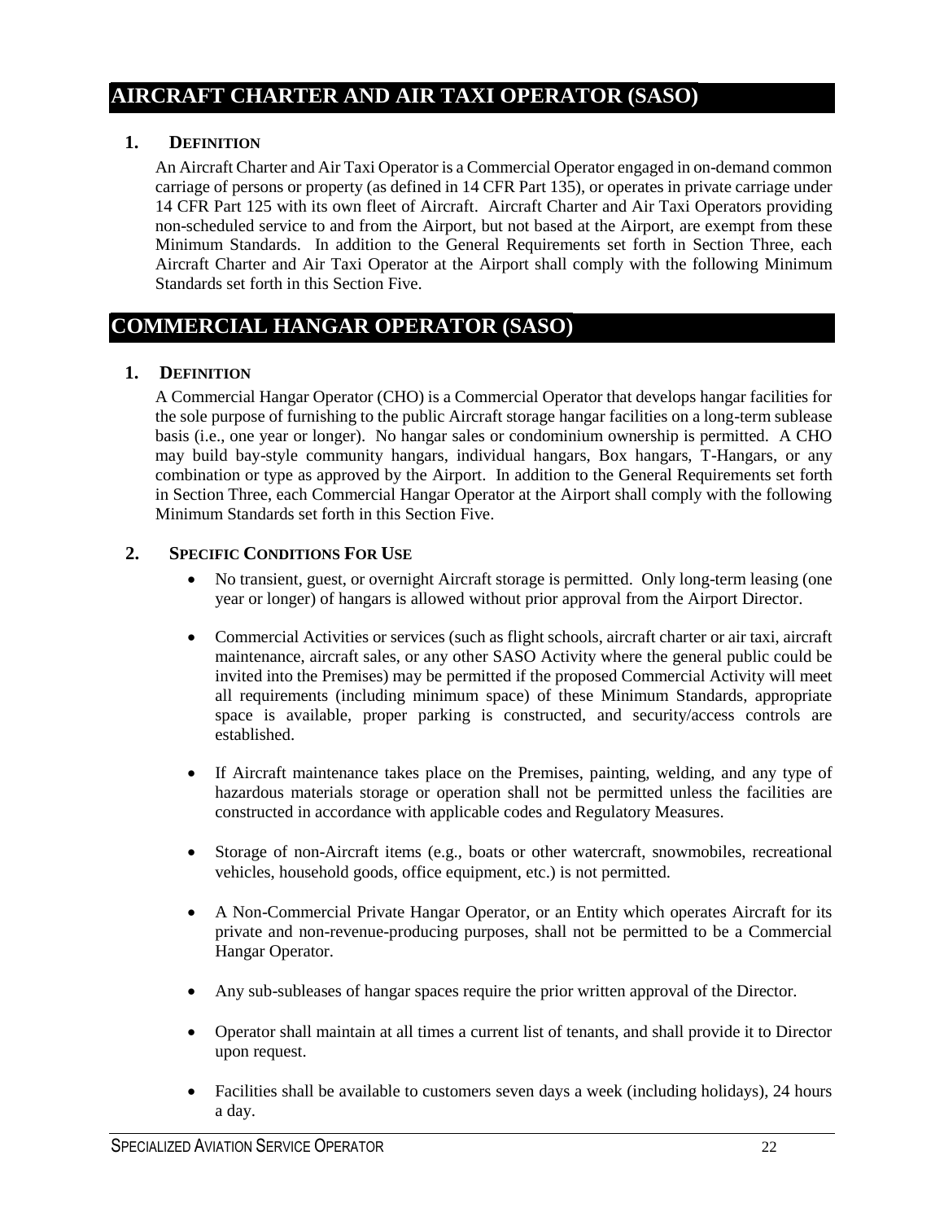## AIRCRAFT CHARTER AND AIR TAXI OPERATOR (SASO)

### 1. DEFINITION

An Aircraft Charter and Air Taxi Operator is a Commercial Operator engaged in on-demand common carriage of persons or property (as defined in 14 CFR Part 135), or operates in private carriage under 14 CFR Part 125 with its own fleet of Aircraft. Aircraft Charter and Air Taxi Operators providing non-scheduled service to and from the Airport, but not based at the Airport, are exempt from these Minimum Standards. In addition to the General Requirements set forth in Section Three, each Aircraft Charter and Air Taxi Operator at the Airport shall comply with the following Minimum Standards set forth in this Section Five.

## COMMERCIAL HANGAR OPERATOR (SASO)

### 1. DEFINITION

A Commercial Hangar Operator (CHO) is a Commercial Operator that develops hangar facilities for the sole purpose of furnishing to the public Aircraft storage hangar facilities on a long-term sublease basis (i.e., one year or longer). No hangar sales or condominium ownership is permitted. A CHO may build bay-style community hangars, individual hangars, Box hangars, T-Hangars, or any combination or type as approved by the Airport. In addition to the General Requirements set forth in Section Three, each Commercial Hangar Operator at the Airport shall comply with the following Minimum Standards set forth in this Section Five.

### 2. SPECIFIC CONDITIONS FOR USE

- No transient, guest, or overnight Aircraft storage is permitted. Only long-term leasing (one year or longer) of hangars is allowed without prior approval from the Airport Director.
- Commercial Activities or services (such as flight schools, aircraft charter or air taxi, aircraft maintenance, aircraft sales, or any other SASO Activity where the general public could be invited into the Premises) may be permitted if the proposed Commercial Activity will meet all requirements (including minimum space) of these Minimum Standards, appropriate space is available, proper parking is constructed, and security/access controls are established.
- If Aircraft maintenance takes place on the Premises, painting, welding, and any type of hazardous materials storage or operation shall not be permitted unless the facilities are constructed in accordance with applicable codes and Regulatory Measures.
- Storage of non-Aircraft items (e.g., boats or other watercraft, snowmobiles, recreational vehicles, household goods, office equipment, etc.) is not permitted.
- A Non-Commercial Private Hangar Operator, or an Entity which operates Aircraft for its private and non-revenue-producing purposes, shall not be permitted to be a Commercial Hangar Operator.
- Any sub-subleases of hangar spaces require the prior written approval of the Director.
- Operator shall maintain at all times a current list of tenants, and shall provide it to Director upon request.
- Facilities shall be available to customers seven days a week (including holidays), 24 hours a day.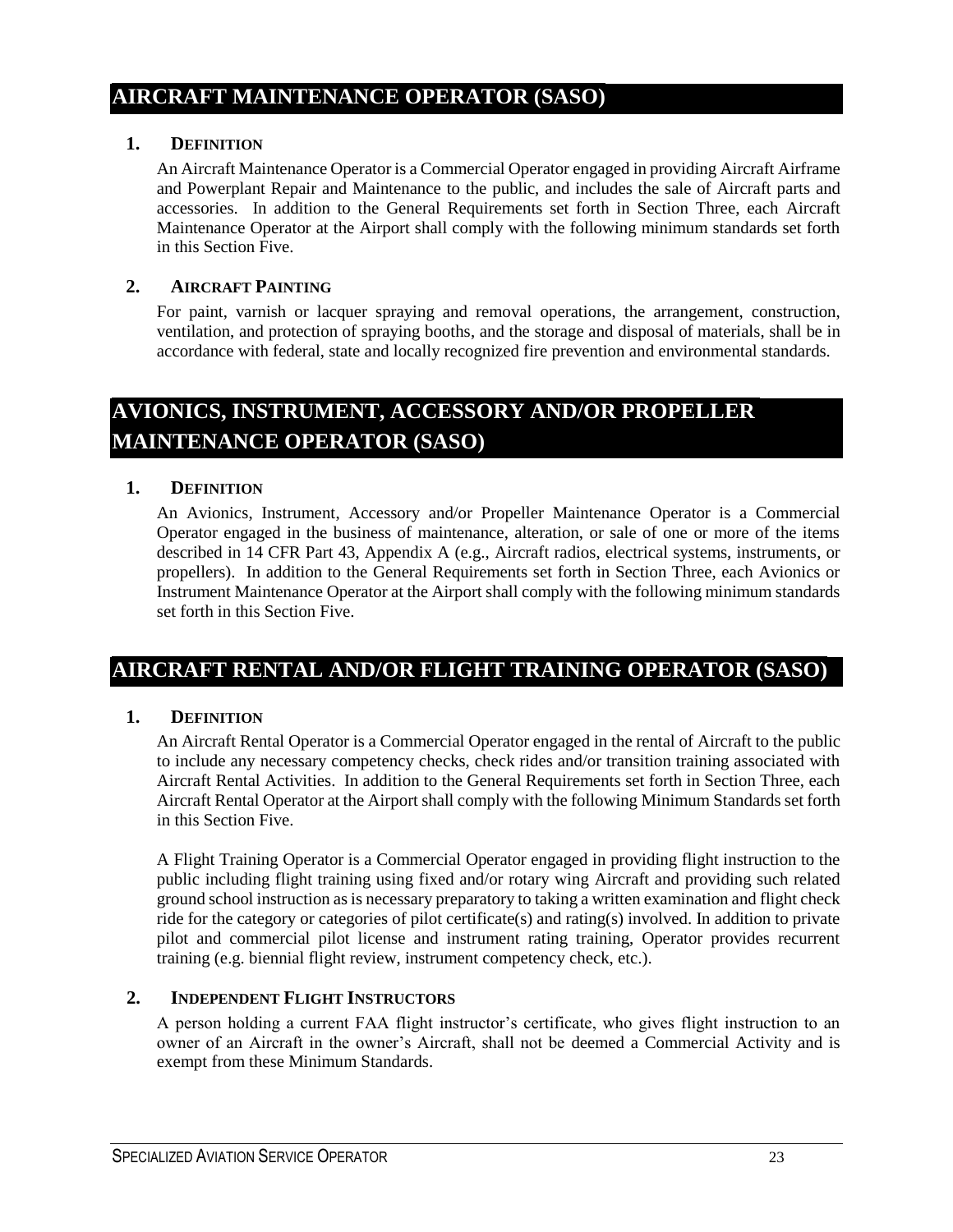## AIRCRAFT MAINTENANCE OPERATOR (SASO)

### 1. Definition

An Aircraft Maintenance Operator is a Commercial Operator engaged in providing Aircraft Airframe and Powerplant Repair and Maintenance to the public, and includes the sale of Aircraft parts and accessories. In addition to the General Requirements set forth in Section Three, each Aircraft Maintenance Operator at the Airport shall comply with the following minimum standards set forth in this Section Five.

### 2. Aircraft Painting

For paint, varnish or lacquer spraying and removal operations, the arrangement, construction, ventilation, and protection of spraying booths, and the storage and disposal of materials, shall be in accordance with federal, state and locally recognized fire prevention and environmental standards.

## AVIONICS, INSTRUMENT, ACCESSORY AND/OR PROPELLER MAINTENANCE OPERATOR (SASO)

### 1. Definition

An Avionics, Instrument, Accessory and/or Propeller Maintenance Operator is a Commercial Operator engaged in the business of maintenance, alteration, or sale of one or more of the items described in 14 CFR Part 43, Appendix A (e.g., Aircraft radios, electrical systems, instruments, or propellers). In addition to the General Requirements set forth in Section Three, each Avionics or Instrument Maintenance Operator at the Airport shall comply with the following minimum standards set forth in this Section Five.

## AIRCRAFT RENTAL AND/OR FLIGHT TRAINING OPERATOR (SASO)

### 1. Definition

An Aircraft Rental Operator is a Commercial Operator engaged in the rental of Aircraft to the public to include any necessary competency checks, check rides and/or transition training associated with Aircraft Rental Activities. In addition to the General Requirements set forth in Section Three, each Aircraft Rental Operator at the Airport shall comply with the following Minimum Standards set forth in this Section Five.

A Flight Training Operator is a Commercial Operator engaged in providing flight instruction to the public including flight training using fixed and/or rotary wing Aircraft and providing such related ground school instruction as is necessary preparatory to taking a written examination and flight check ride for the category or categories of pilot certificate(s) and rating(s) involved. In addition to private pilot and commercial pilot license and instrument rating training, Operator provides recurrent training (e.g. biennial flight review, instrument competency check, etc.).

### 2. Independent Flight Instructors

A person holding a current FAA flight instructor's certificate, who gives flight instruction to an owner of an Aircraft in the owner's Aircraft, shall not be deemed a Commercial Activity and is exempt from these Minimum Standards.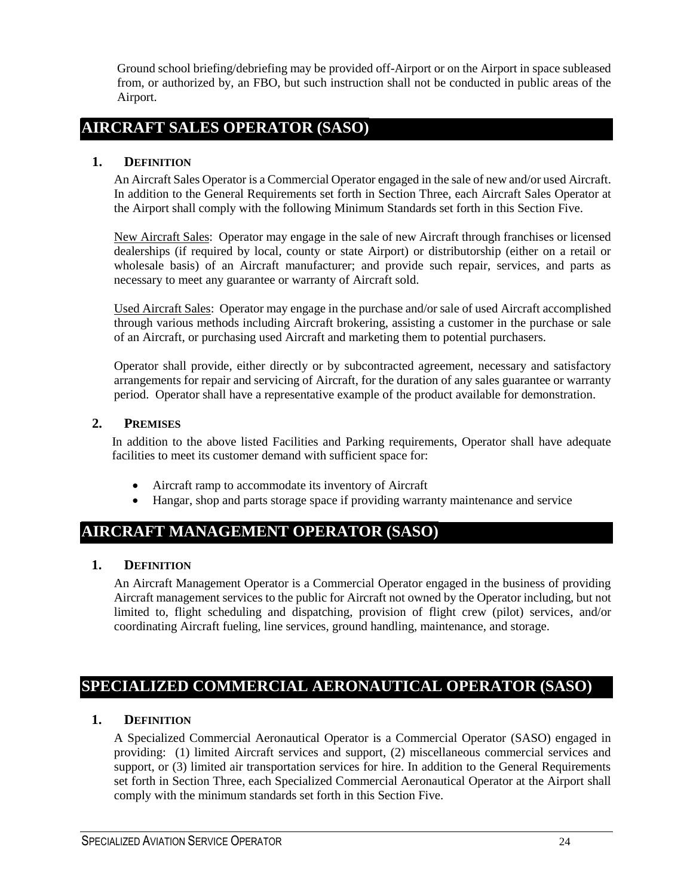Ground school briefing/debriefing may be provided off-Airport or on the Airport in space subleased from, or authorized by, an FBO, but such instruction shall not be conducted in public areas of the Airport.

## AIRCRAFT SALES OPERATOR (SASO)

### 1. DEFINITION

An Aircraft Sales Operator is a Commercial Operator engaged in the sale of new and/or used Aircraft. In addition to the General Requirements set forth in Section Three, each Aircraft Sales Operator at the Airport shall comply with the following Minimum Standards set forth in this Section Five.

New Aircraft Sales: Operator may engage in the sale of new Aircraft through franchises or licensed dealerships (if required by local, county or state Airport) or distributorship (either on a retail or wholesale basis) of an Aircraft manufacturer; and provide such repair, services, and parts as necessary to meet any guarantee or warranty of Aircraft sold.

Used Aircraft Sales: Operator may engage in the purchase and/or sale of used Aircraft accomplished through various methods including Aircraft brokering, assisting a customer in the purchase or sale of an Aircraft, or purchasing used Aircraft and marketing them to potential purchasers.

Operator shall provide, either directly or by subcontracted agreement, necessary and satisfactory arrangements for repair and servicing of Aircraft, for the duration of any sales guarantee or warranty period. Operator shall have a representative example of the product available for demonstration.

### 2. PREMISES

In addition to the above listed Facilities and Parking requirements, Operator shall have adequate facilities to meet its customer demand with sufficient space for:

- Aircraft ramp to accommodate its inventory of Aircraft
- Hangar, shop and parts storage space if providing warranty maintenance and service

## AIRCRAFT MANAGEMENT OPERATOR (SASO)

### 1. DEFINITION

An Aircraft Management Operator is a Commercial Operator engaged in the business of providing Aircraft management services to the public for Aircraft not owned by the Operator including, but not limited to, flight scheduling and dispatching, provision of flight crew (pilot) services, and/or coordinating Aircraft fueling, line services, ground handling, maintenance, and storage.

## SPECIALIZED COMMERCIAL AERONAUTICAL OPERATOR (SASO)

### 1. DEFINITION

A Specialized Commercial Aeronautical Operator is a Commercial Operator (SASO) engaged in providing: (1) limited Aircraft services and support, (2) miscellaneous commercial services and support, or (3) limited air transportation services for hire. In addition to the General Requirements set forth in Section Three, each Specialized Commercial Aeronautical Operator at the Airport shall comply with the minimum standards set forth in this Section Five.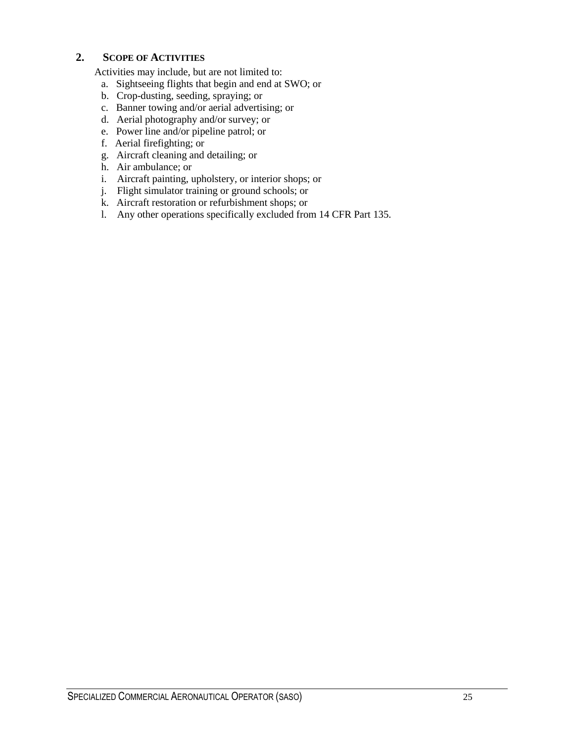## 2. SCOPE OF ACTIVITIES

Activities may include, but are not limited to:

a. Sightseeing flights that begin and end at SWO; or
b. Crop-dusting, seeding, spraying; or
c. Banner towing and/or aerial advertising; or
d. Aerial photography and/or survey; or
e. Power line and/or pipeline patrol; or
f. Aerial firefighting; or
g. Aircraft cleaning and detailing; or
h. Air ambulance; or
i. Aircraft painting, upholstery, or interior shops; or
j. Flight simulator training or ground schools; or
k. Aircraft restoration or refurbishment shops; or
l. Any other operations specifically excluded from 14 CFR Part 135.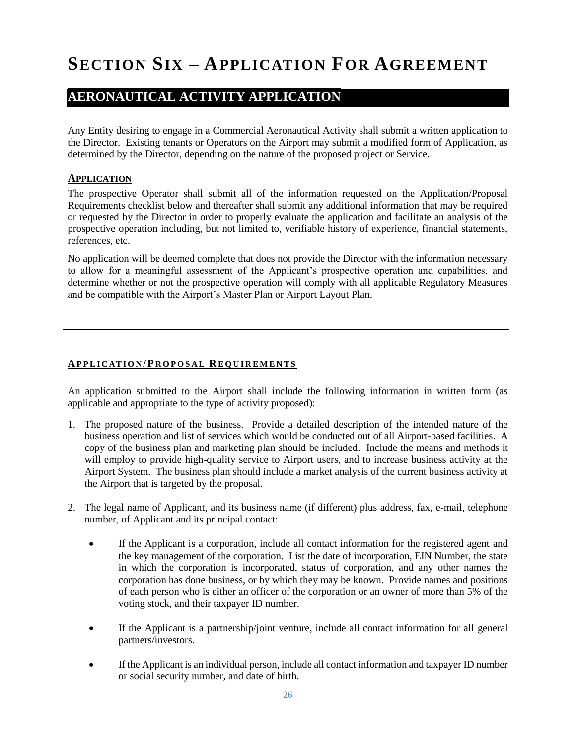# SECTION SIX – APPLICATION FOR AGREEMENT

## AERONAUTICAL ACTIVITY APPLICATION

Any Entity desiring to engage in a Commercial Aeronautical Activity shall submit a written application to the Director. Existing tenants or Operators on the Airport may submit a modified form of Application, as determined by the Director, depending on the nature of the proposed project or Service.

### APPLICATION

The prospective Operator shall submit all of the information requested on the Application/Proposal Requirements checklist below and thereafter shall submit any additional information that may be required or requested by the Director in order to properly evaluate the application and facilitate an analysis of the prospective operation including, but not limited to, verifiable history of experience, financial statements, references, etc.

No application will be deemed complete that does not provide the Director with the information necessary to allow for a meaningful assessment of the Applicant's prospective operation and capabilities, and determine whether or not the prospective operation will comply with all applicable Regulatory Measures and be compatible with the Airport's Master Plan or Airport Layout Plan.

---

### APPLICATION/PROPOSAL REQUIREMENTS

An application submitted to the Airport shall include the following information in written form (as applicable and appropriate to the type of activity proposed):

1. The proposed nature of the business. Provide a detailed description of the intended nature of the business operation and list of services which would be conducted out of all Airport-based facilities. A copy of the business plan and marketing plan should be included. Include the means and methods it will employ to provide high-quality service to Airport users, and to increase business activity at the Airport System. The business plan should include a market analysis of the current business activity at the Airport that is targeted by the proposal.

2. The legal name of Applicant, and its business name (if different) plus address, fax, e-mail, telephone number, of Applicant and its principal contact:

   - If the Applicant is a corporation, include all contact information for the registered agent and the key management of the corporation. List the date of incorporation, EIN Number, the state in which the corporation is incorporated, status of corporation, and any other names the corporation has done business, or by which they may be known. Provide names and positions of each person who is either an officer of the corporation or an owner of more than 5% of the voting stock, and their taxpayer ID number.

   - If the Applicant is a partnership/joint venture, include all contact information for all general partners/investors.

   - If the Applicant is an individual person, include all contact information and taxpayer ID number or social security number, and date of birth.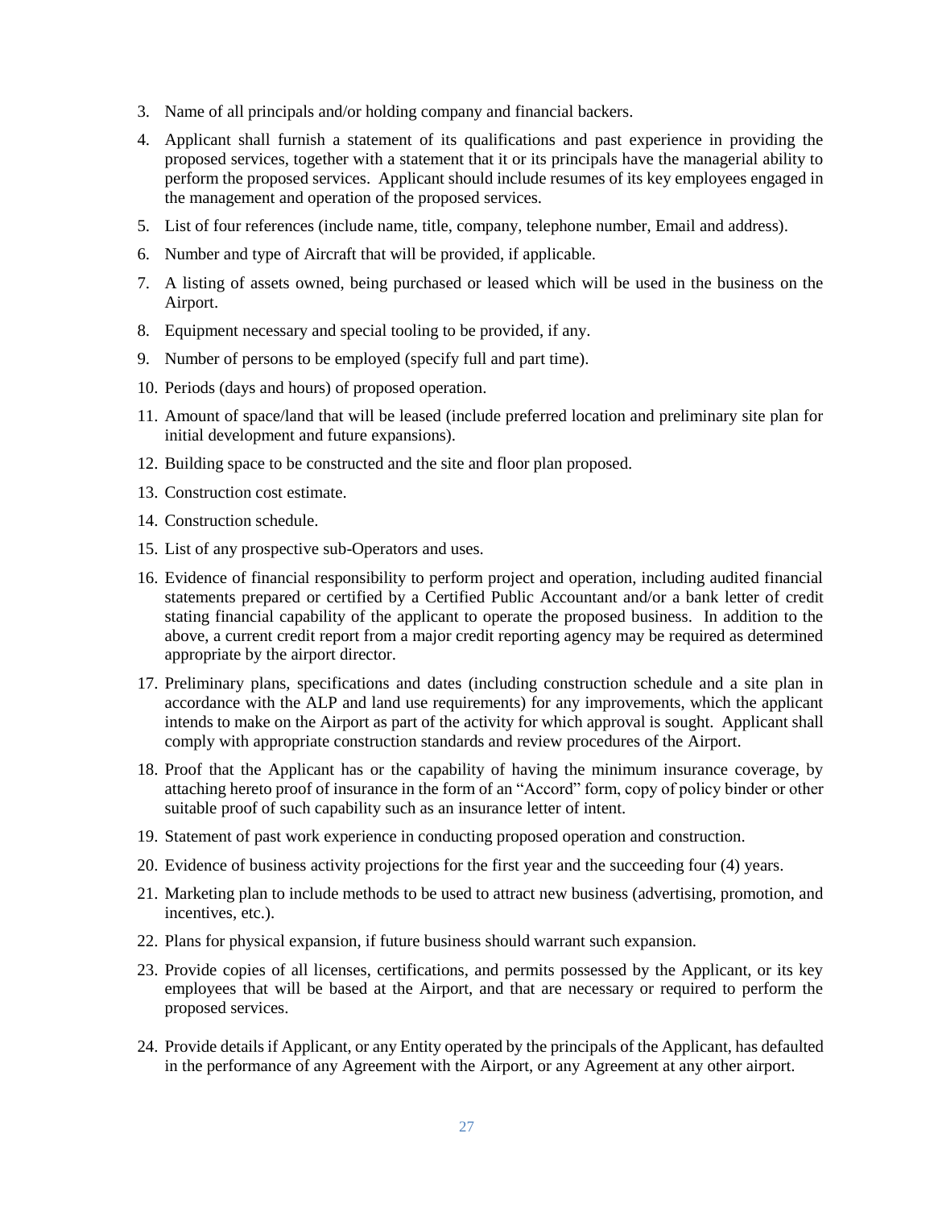3. Name of all principals and/or holding company and financial backers.
4. Applicant shall furnish a statement of its qualifications and past experience in providing the proposed services, together with a statement that it or its principals have the managerial ability to perform the proposed services. Applicant should include resumes of its key employees engaged in the management and operation of the proposed services.
5. List of four references (include name, title, company, telephone number, Email and address).
6. Number and type of Aircraft that will be provided, if applicable.
7. A listing of assets owned, being purchased or leased which will be used in the business on the Airport.
8. Equipment necessary and special tooling to be provided, if any.
9. Number of persons to be employed (specify full and part time).
10. Periods (days and hours) of proposed operation.
11. Amount of space/land that will be leased (include preferred location and preliminary site plan for initial development and future expansions).
12. Building space to be constructed and the site and floor plan proposed.
13. Construction cost estimate.
14. Construction schedule.
15. List of any prospective sub-Operators and uses.
16. Evidence of financial responsibility to perform project and operation, including audited financial statements prepared or certified by a Certified Public Accountant and/or a bank letter of credit stating financial capability of the applicant to operate the proposed business. In addition to the above, a current credit report from a major credit reporting agency may be required as determined appropriate by the airport director.
17. Preliminary plans, specifications and dates (including construction schedule and a site plan in accordance with the ALP and land use requirements) for any improvements, which the applicant intends to make on the Airport as part of the activity for which approval is sought. Applicant shall comply with appropriate construction standards and review procedures of the Airport.
18. Proof that the Applicant has or the capability of having the minimum insurance coverage, by attaching hereto proof of insurance in the form of an "Accord" form, copy of policy binder or other suitable proof of such capability such as an insurance letter of intent.
19. Statement of past work experience in conducting proposed operation and construction.
20. Evidence of business activity projections for the first year and the succeeding four (4) years.
21. Marketing plan to include methods to be used to attract new business (advertising, promotion, and incentives, etc.).
22. Plans for physical expansion, if future business should warrant such expansion.
23. Provide copies of all licenses, certifications, and permits possessed by the Applicant, or its key employees that will be based at the Airport, and that are necessary or required to perform the proposed services.
24. Provide details if Applicant, or any Entity operated by the principals of the Applicant, has defaulted in the performance of any Agreement with the Airport, or any Agreement at any other airport.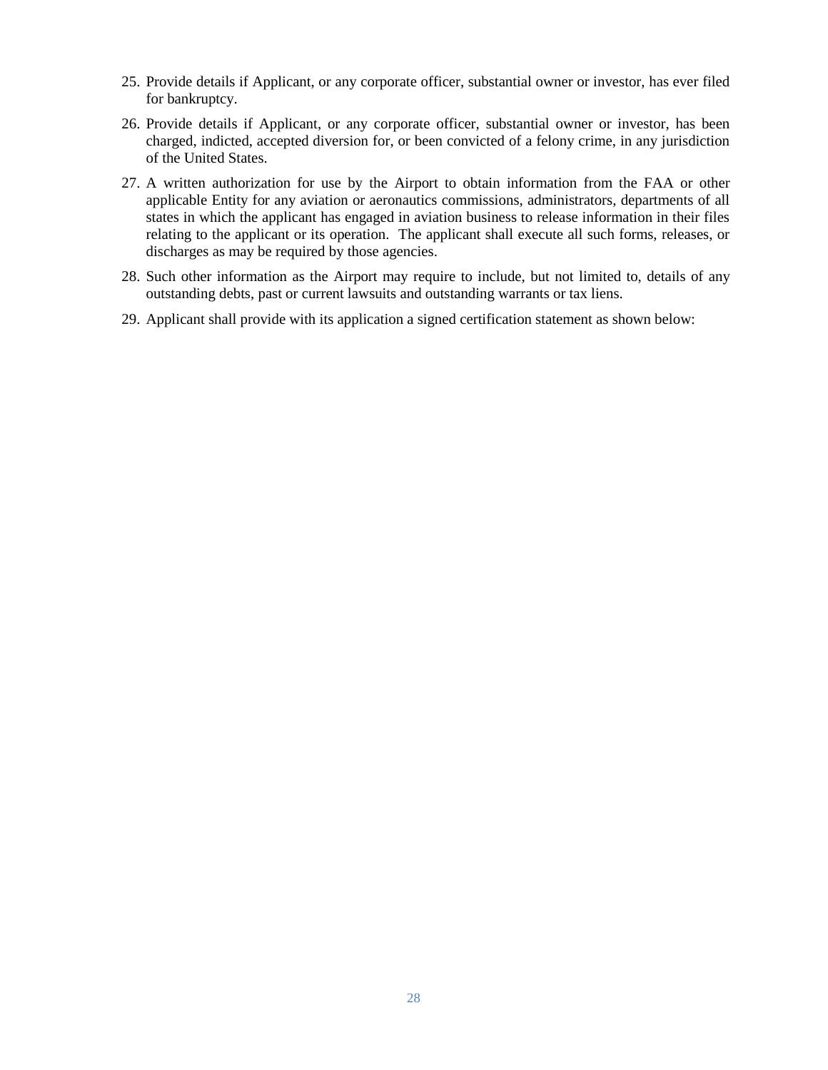25. Provide details if Applicant, or any corporate officer, substantial owner or investor, has ever filed for bankruptcy.
26. Provide details if Applicant, or any corporate officer, substantial owner or investor, has been charged, indicted, accepted diversion for, or been convicted of a felony crime, in any jurisdiction of the United States.
27. A written authorization for use by the Airport to obtain information from the FAA or other applicable Entity for any aviation or aeronautics commissions, administrators, departments of all states in which the applicant has engaged in aviation business to release information in their files relating to the applicant or its operation. The applicant shall execute all such forms, releases, or discharges as may be required by those agencies.
28. Such other information as the Airport may require to include, but not limited to, details of any outstanding debts, past or current lawsuits and outstanding warrants or tax liens.
29. Applicant shall provide with its application a signed certification statement as shown below: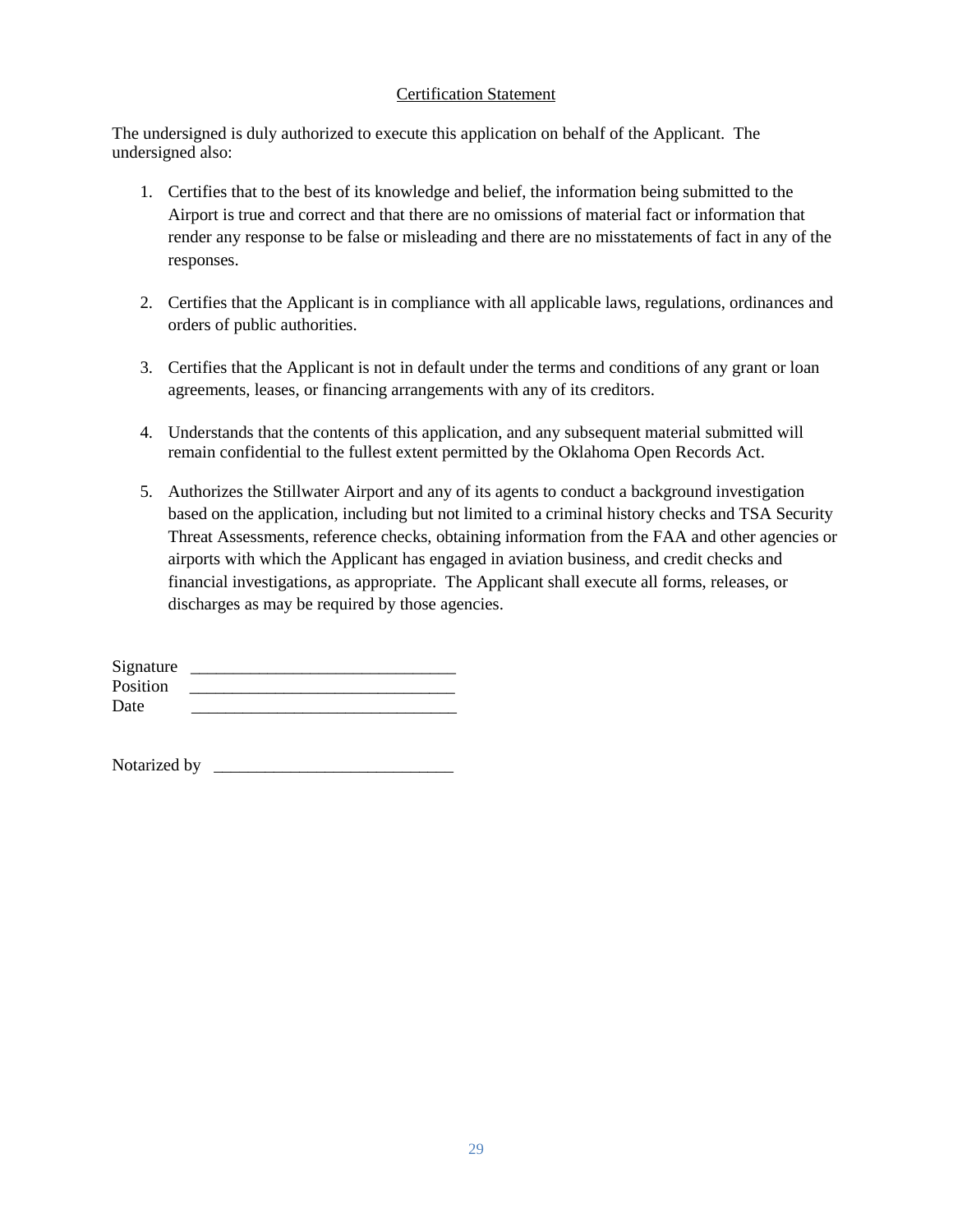## Certification Statement

The undersigned is duly authorized to execute this application on behalf of the Applicant. The undersigned also:

1. Certifies that to the best of its knowledge and belief, the information being submitted to the Airport is true and correct and that there are no omissions of material fact or information that render any response to be false or misleading and there are no misstatements of fact in any of the responses.

2. Certifies that the Applicant is in compliance with all applicable laws, regulations, ordinances and orders of public authorities.

3. Certifies that the Applicant is not in default under the terms and conditions of any grant or loan agreements, leases, or financing arrangements with any of its creditors.

4. Understands that the contents of this application, and any subsequent material submitted will remain confidential to the fullest extent permitted by the Oklahoma Open Records Act.

5. Authorizes the Stillwater Airport and any of its agents to conduct a background investigation based on the application, including but not limited to a criminal history checks and TSA Security Threat Assessments, reference checks, obtaining information from the FAA and other agencies or airports with which the Applicant has engaged in aviation business, and credit checks and financial investigations, as appropriate. The Applicant shall execute all forms, releases, or discharges as may be required by those agencies.

Signature _______________________________
Position _______________________________
Date _______________________________

Notarized by _____________________________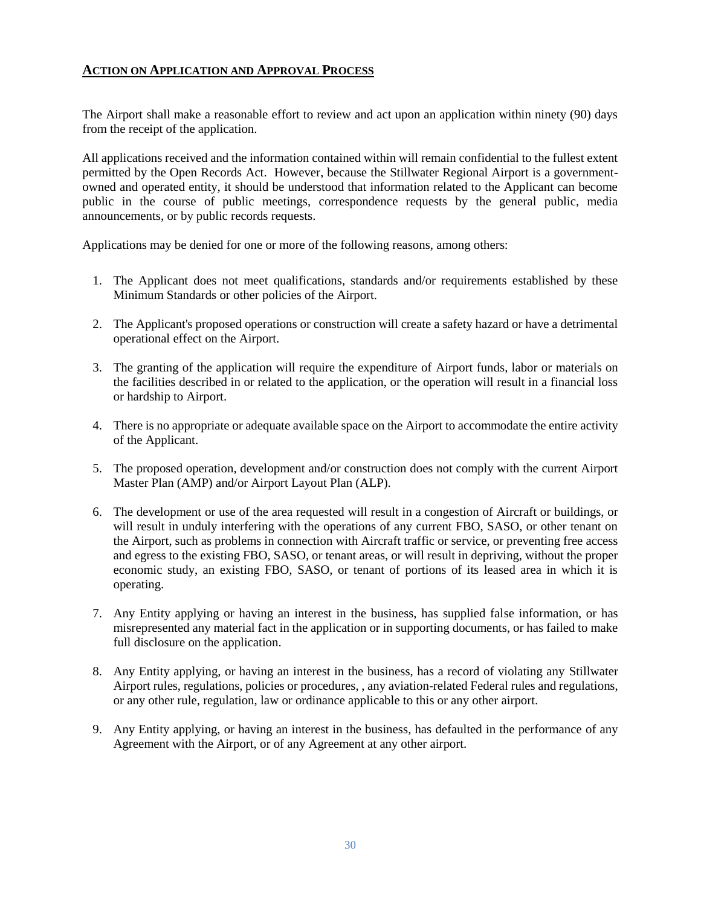## **ACTION ON APPLICATION AND APPROVAL PROCESS**

The Airport shall make a reasonable effort to review and act upon an application within ninety (90) days from the receipt of the application.

All applications received and the information contained within will remain confidential to the fullest extent permitted by the Open Records Act. However, because the Stillwater Regional Airport is a government-owned and operated entity, it should be understood that information related to the Applicant can become public in the course of public meetings, correspondence requests by the general public, media announcements, or by public records requests.

Applications may be denied for one or more of the following reasons, among others:

1. The Applicant does not meet qualifications, standards and/or requirements established by these Minimum Standards or other policies of the Airport.

2. The Applicant's proposed operations or construction will create a safety hazard or have a detrimental operational effect on the Airport.

3. The granting of the application will require the expenditure of Airport funds, labor or materials on the facilities described in or related to the application, or the operation will result in a financial loss or hardship to Airport.

4. There is no appropriate or adequate available space on the Airport to accommodate the entire activity of the Applicant.

5. The proposed operation, development and/or construction does not comply with the current Airport Master Plan (AMP) and/or Airport Layout Plan (ALP).

6. The development or use of the area requested will result in a congestion of Aircraft or buildings, or will result in unduly interfering with the operations of any current FBO, SASO, or other tenant on the Airport, such as problems in connection with Aircraft traffic or service, or preventing free access and egress to the existing FBO, SASO, or tenant areas, or will result in depriving, without the proper economic study, an existing FBO, SASO, or tenant of portions of its leased area in which it is operating.

7. Any Entity applying or having an interest in the business, has supplied false information, or has misrepresented any material fact in the application or in supporting documents, or has failed to make full disclosure on the application.

8. Any Entity applying, or having an interest in the business, has a record of violating any Stillwater Airport rules, regulations, policies or procedures, , any aviation-related Federal rules and regulations, or any other rule, regulation, law or ordinance applicable to this or any other airport.

9. Any Entity applying, or having an interest in the business, has defaulted in the performance of any Agreement with the Airport, or of any Agreement at any other airport.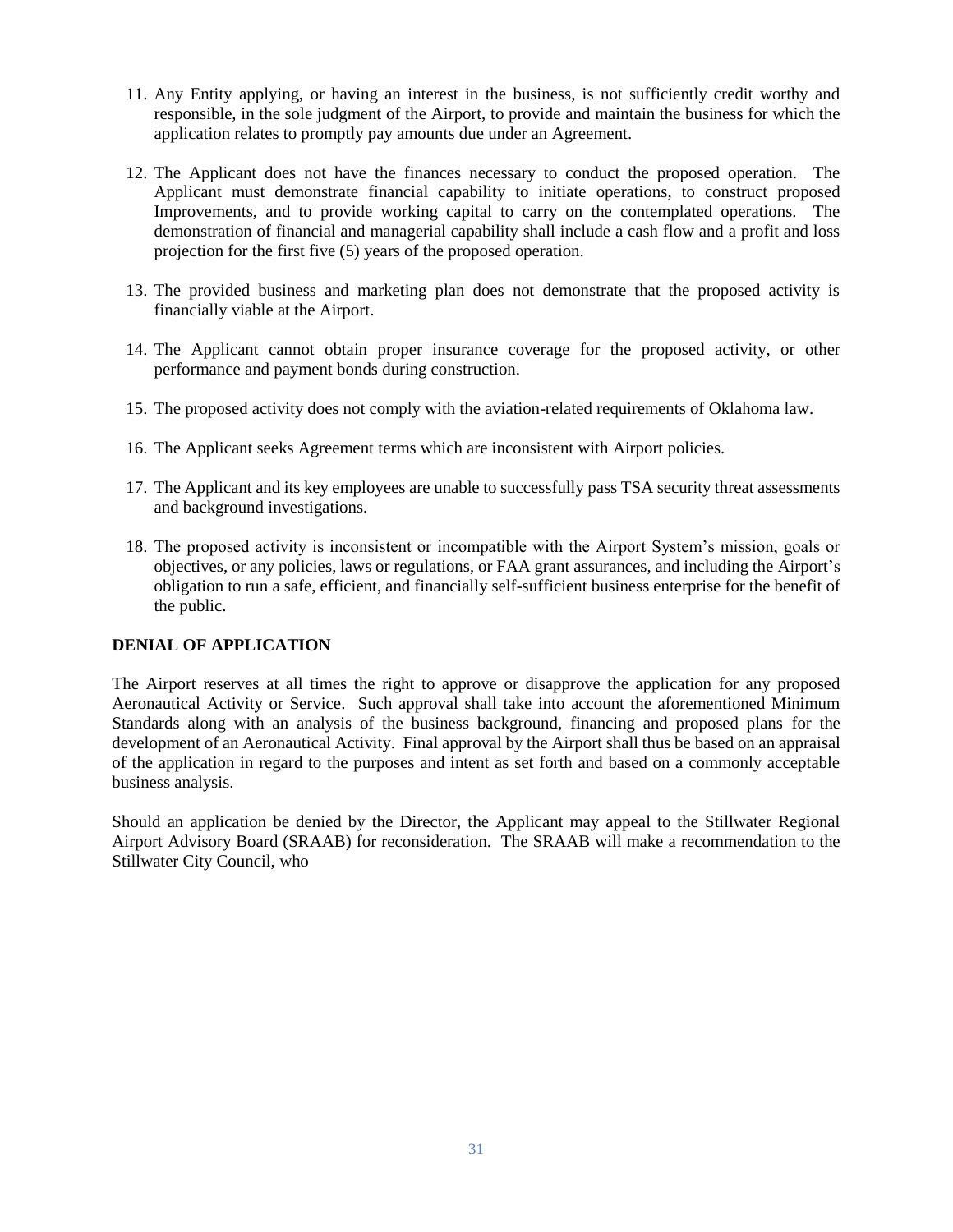11. Any Entity applying, or having an interest in the business, is not sufficiently credit worthy and responsible, in the sole judgment of the Airport, to provide and maintain the business for which the application relates to promptly pay amounts due under an Agreement.

12. The Applicant does not have the finances necessary to conduct the proposed operation. The Applicant must demonstrate financial capability to initiate operations, to construct proposed Improvements, and to provide working capital to carry on the contemplated operations. The demonstration of financial and managerial capability shall include a cash flow and a profit and loss projection for the first five (5) years of the proposed operation.

13. The provided business and marketing plan does not demonstrate that the proposed activity is financially viable at the Airport.

14. The Applicant cannot obtain proper insurance coverage for the proposed activity, or other performance and payment bonds during construction.

15. The proposed activity does not comply with the aviation-related requirements of Oklahoma law.

16. The Applicant seeks Agreement terms which are inconsistent with Airport policies.

17. The Applicant and its key employees are unable to successfully pass TSA security threat assessments and background investigations.

18. The proposed activity is inconsistent or incompatible with the Airport System's mission, goals or objectives, or any policies, laws or regulations, or FAA grant assurances, and including the Airport's obligation to run a safe, efficient, and financially self-sufficient business enterprise for the benefit of the public.

## DENIAL OF APPLICATION

The Airport reserves at all times the right to approve or disapprove the application for any proposed Aeronautical Activity or Service. Such approval shall take into account the aforementioned Minimum Standards along with an analysis of the business background, financing and proposed plans for the development of an Aeronautical Activity. Final approval by the Airport shall thus be based on an appraisal of the application in regard to the purposes and intent as set forth and based on a commonly acceptable business analysis.

Should an application be denied by the Director, the Applicant may appeal to the Stillwater Regional Airport Advisory Board (SRAAB) for reconsideration. The SRAAB will make a recommendation to the Stillwater City Council, who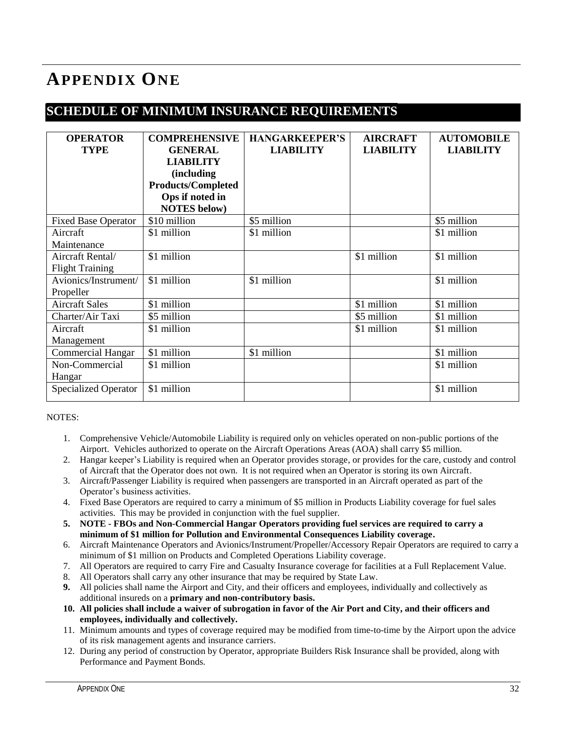# APPENDIX ONE

## SCHEDULE OF MINIMUM INSURANCE REQUIREMENTS

| OPERATOR TYPE | COMPREHENSIVE GENERAL LIABILITY (including Products/Completed Ops if noted in NOTES below) | HANGARKEEPER'S LIABILITY | AIRCRAFT LIABILITY | AUTOMOBILE LIABILITY |
|---|---|---|---|---|
| Fixed Base Operator | $10 million | $5 million | | $5 million |
| Aircraft Maintenance | $1 million | $1 million | | $1 million |
| Aircraft Rental/ Flight Training | $1 million | | $1 million | $1 million |
| Avionics/Instrument/ Propeller | $1 million | $1 million | | $1 million |
| Aircraft Sales | $1 million | | $1 million | $1 million |
| Charter/Air Taxi | $5 million | | $5 million | $1 million |
| Aircraft Management | $1 million | | $1 million | $1 million |
| Commercial Hangar | $1 million | $1 million | | $1 million |
| Non-Commercial Hangar | $1 million | | | $1 million |
| Specialized Operator | $1 million | | | $1 million |

NOTES:

1. Comprehensive Vehicle/Automobile Liability is required only on vehicles operated on non-public portions of the Airport. Vehicles authorized to operate on the Aircraft Operations Areas (AOA) shall carry $5 million.
2. Hangar keeper's Liability is required when an Operator provides storage, or provides for the care, custody and control of Aircraft that the Operator does not own. It is not required when an Operator is storing its own Aircraft.
3. Aircraft/Passenger Liability is required when passengers are transported in an Aircraft operated as part of the Operator's business activities.
4. Fixed Base Operators are required to carry a minimum of $5 million in Products Liability coverage for fuel sales activities. This may be provided in conjunction with the fuel supplier.
5. **NOTE - FBOs and Non-Commercial Hangar Operators providing fuel services are required to carry a minimum of $1 million for Pollution and Environmental Consequences Liability coverage.**
6. Aircraft Maintenance Operators and Avionics/Instrument/Propeller/Accessory Repair Operators are required to carry a minimum of $1 million on Products and Completed Operations Liability coverage.
7. All Operators are required to carry Fire and Casualty Insurance coverage for facilities at a Full Replacement Value.
8. All Operators shall carry any other insurance that may be required by State Law.
9. All policies shall name the Airport and City, and their officers and employees, individually and collectively as additional insureds on a **primary and non-contributory basis.**
10. **All policies shall include a waiver of subrogation in favor of the Air Port and City, and their officers and employees, individually and collectively.**
11. Minimum amounts and types of coverage required may be modified from time-to-time by the Airport upon the advice of its risk management agents and insurance carriers.
12. During any period of construction by Operator, appropriate Builders Risk Insurance shall be provided, along with Performance and Payment Bonds.